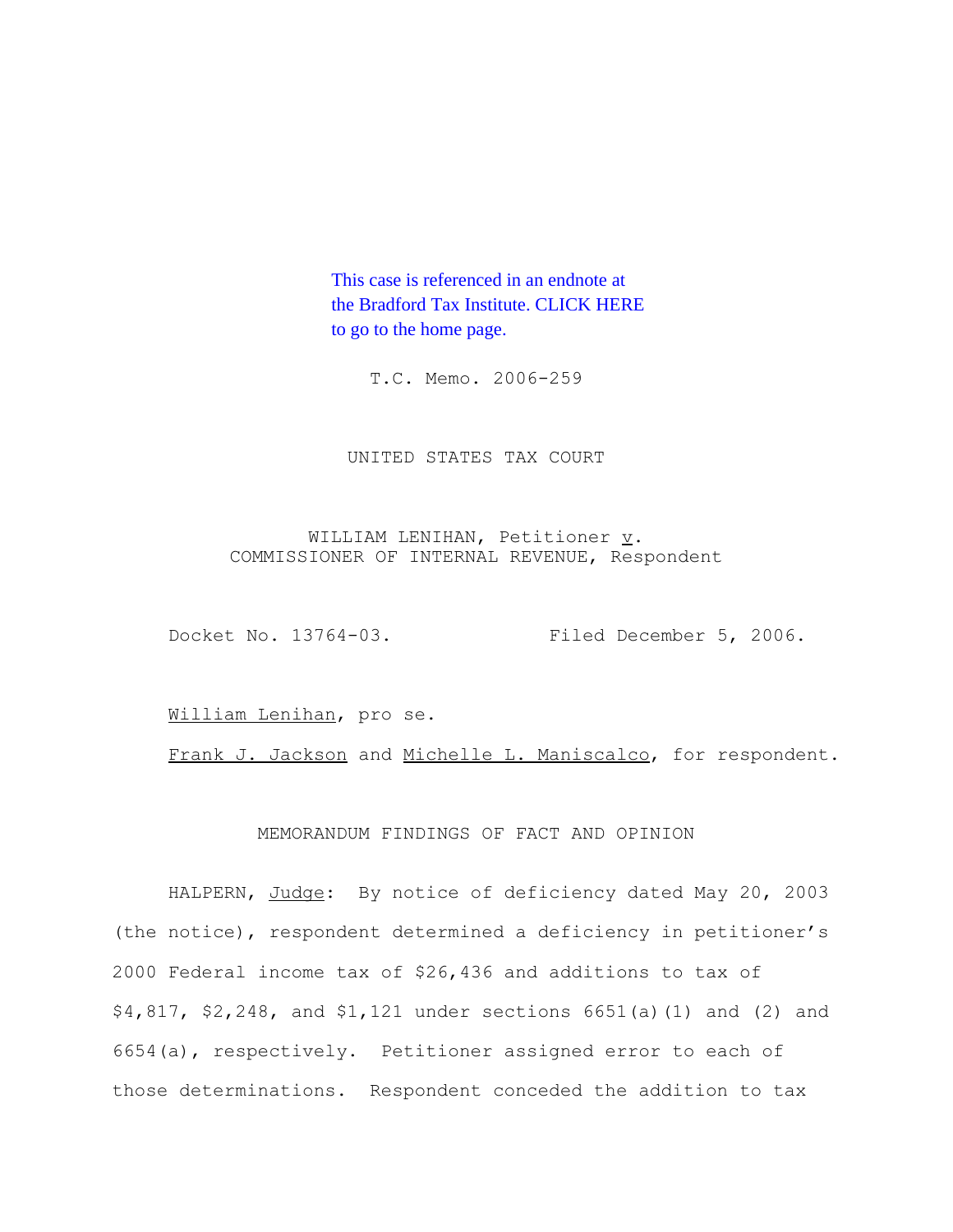This case is referenced in an endnote at the Bradford Tax Institute. CLICK HERE to go to the home page.

T.C. Memo. 2006-259

UNITED STATES TAX COURT

WILLIAM LENIHAN, Petitioner v. COMMISSIONER OF INTERNAL REVENUE, Respondent

Docket No. 13764-03. Filed December 5, 2006.

William Lenihan, pro se.

Frank J. Jackson and Michelle L. Maniscalco, for respondent.

MEMORANDUM FINDINGS OF FACT AND OPINION

HALPERN, Judge: By notice of deficiency dated May 20, 2003 (the notice), respondent determined a deficiency in petitioner's 2000 Federal income tax of $26,436 and additions to tax of $4,817, $2,248, and $1,121 under sections 6651(a)(1) and (2) and 6654(a), respectively. Petitioner assigned error to each of those determinations. Respondent conceded the addition to tax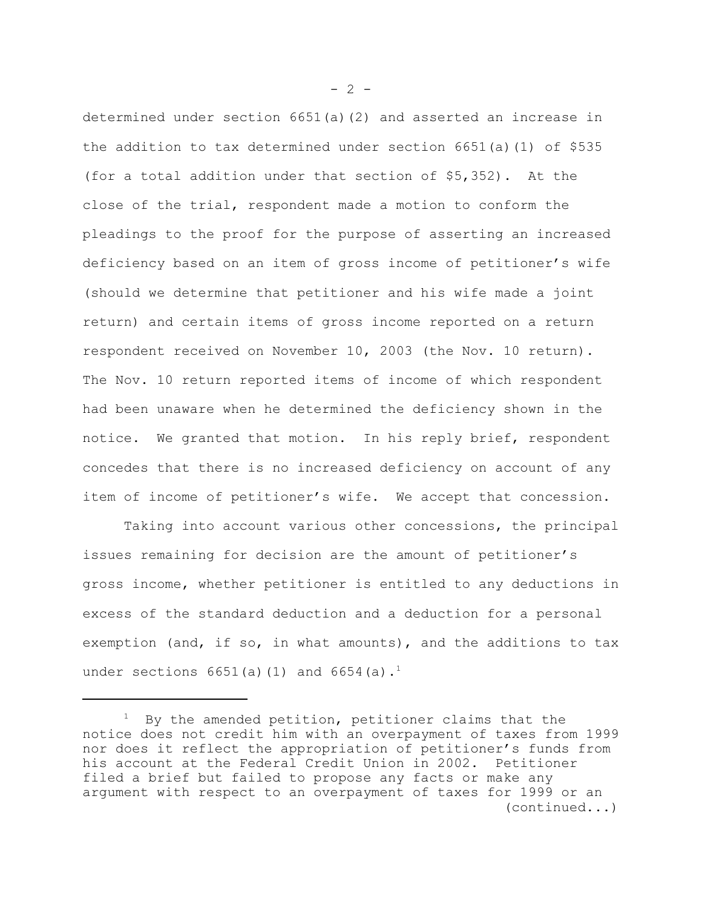determined under section 6651(a)(2) and asserted an increase in the addition to tax determined under section 6651(a)(1) of $535 (for a total addition under that section of $5,352). At the close of the trial, respondent made a motion to conform the pleadings to the proof for the purpose of asserting an increased deficiency based on an item of gross income of petitioner's wife (should we determine that petitioner and his wife made a joint return) and certain items of gross income reported on a return respondent received on November 10, 2003 (the Nov. 10 return). The Nov. 10 return reported items of income of which respondent had been unaware when he determined the deficiency shown in the notice. We granted that motion. In his reply brief, respondent concedes that there is no increased deficiency on account of any item of income of petitioner's wife. We accept that concession.

Taking into account various other concessions, the principal issues remaining for decision are the amount of petitioner's gross income, whether petitioner is entitled to any deductions in excess of the standard deduction and a deduction for a personal exemption (and, if so, in what amounts), and the additions to tax under sections 6651(a)(1) and 6654(a).[1]

---

[1] By the amended petition, petitioner claims that the notice does not credit him with an overpayment of taxes from 1999 nor does it reflect the appropriation of petitioner's funds from his account at the Federal Credit Union in 2002. Petitioner filed a brief but failed to propose any facts or make any argument with respect to an overpayment of taxes for 1999 or an (continued...)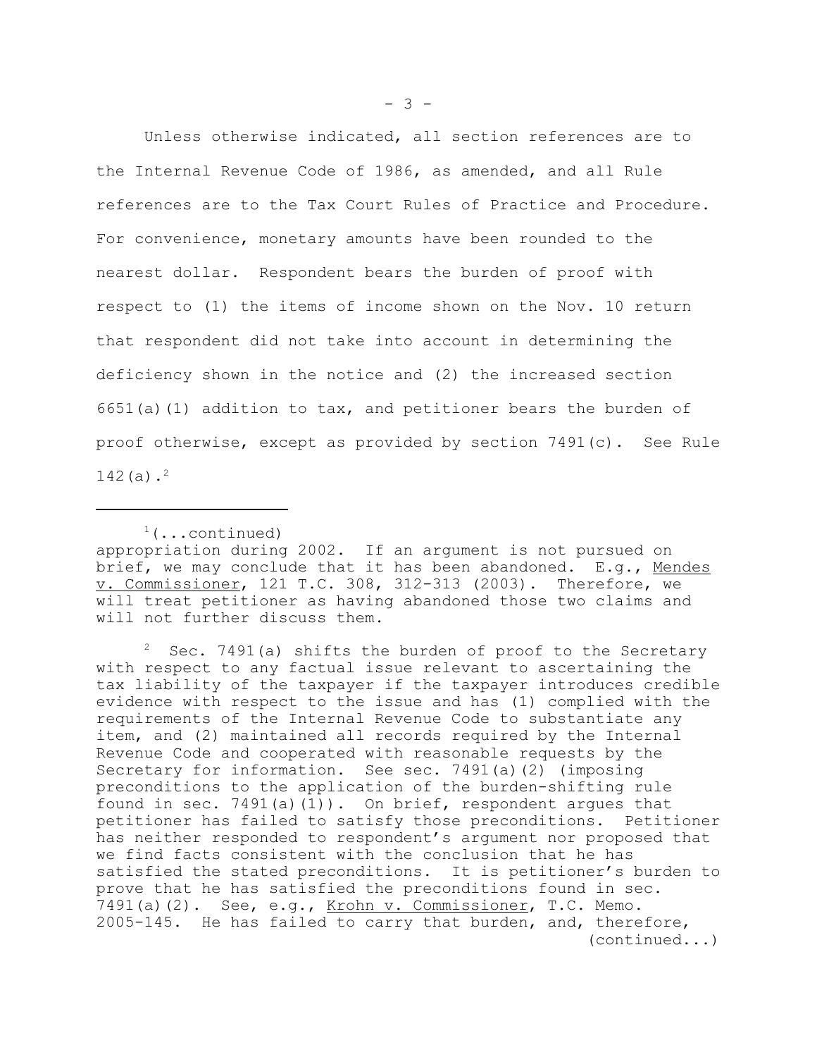Unless otherwise indicated, all section references are to the Internal Revenue Code of 1986, as amended, and all Rule references are to the Tax Court Rules of Practice and Procedure. For convenience, monetary amounts have been rounded to the nearest dollar. Respondent bears the burden of proof with respect to (1) the items of income shown on the Nov. 10 return that respondent did not take into account in determining the deficiency shown in the notice and (2) the increased section 6651(a)(1) addition to tax, and petitioner bears the burden of proof otherwise, except as provided by section 7491(c). See Rule 142(a).[2]

---

[1](...continued) appropriation during 2002. If an argument is not pursued on brief, we may conclude that it has been abandoned. E.g., Mendes v. Commissioner, 121 T.C. 308, 312-313 (2003). Therefore, we will treat petitioner as having abandoned those two claims and will not further discuss them.

[2] Sec. 7491(a) shifts the burden of proof to the Secretary with respect to any factual issue relevant to ascertaining the tax liability of the taxpayer if the taxpayer introduces credible evidence with respect to the issue and has (1) complied with the requirements of the Internal Revenue Code to substantiate any item, and (2) maintained all records required by the Internal Revenue Code and cooperated with reasonable requests by the Secretary for information. See sec. 7491(a)(2) (imposing preconditions to the application of the burden-shifting rule found in sec. 7491(a)(1)). On brief, respondent argues that petitioner has failed to satisfy those preconditions. Petitioner has neither responded to respondent's argument nor proposed that we find facts consistent with the conclusion that he has satisfied the stated preconditions. It is petitioner's burden to prove that he has satisfied the preconditions found in sec. 7491(a)(2). See, e.g., Krohn v. Commissioner, T.C. Memo. 2005-145. He has failed to carry that burden, and, therefore, (continued...)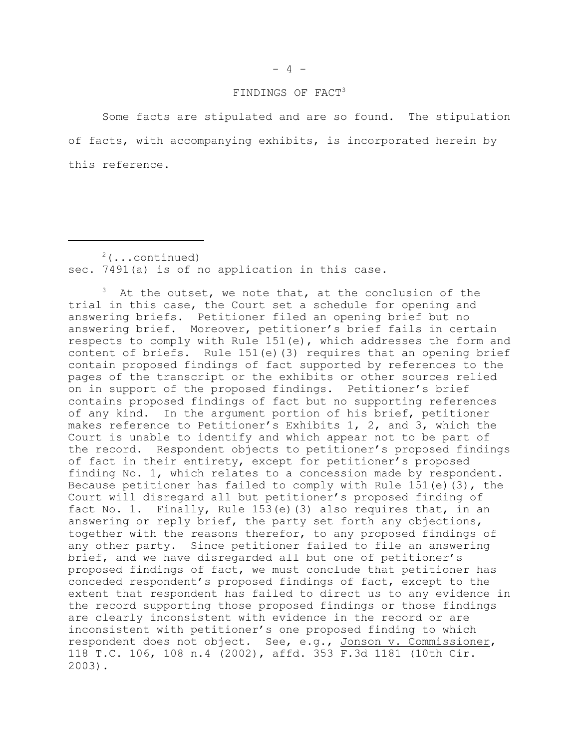## FINDINGS OF FACT[3]

Some facts are stipulated and are so found. The stipulation of facts, with accompanying exhibits, is incorporated herein by this reference.

---

[2](...continued)
sec. 7491(a) is of no application in this case.

[3] At the outset, we note that, at the conclusion of the trial in this case, the Court set a schedule for opening and answering briefs. Petitioner filed an opening brief but no answering brief. Moreover, petitioner's brief fails in certain respects to comply with Rule 151(e), which addresses the form and content of briefs. Rule 151(e)(3) requires that an opening brief contain proposed findings of fact supported by references to the pages of the transcript or the exhibits or other sources relied on in support of the proposed findings. Petitioner's brief contains proposed findings of fact but no supporting references of any kind. In the argument portion of his brief, petitioner makes reference to Petitioner's Exhibits 1, 2, and 3, which the Court is unable to identify and which appear not to be part of the record. Respondent objects to petitioner's proposed findings of fact in their entirety, except for petitioner's proposed finding No. 1, which relates to a concession made by respondent. Because petitioner has failed to comply with Rule 151(e)(3), the Court will disregard all but petitioner's proposed finding of fact No. 1. Finally, Rule 153(e)(3) also requires that, in an answering or reply brief, the party set forth any objections, together with the reasons therefor, to any proposed findings of any other party. Since petitioner failed to file an answering brief, and we have disregarded all but one of petitioner's proposed findings of fact, we must conclude that petitioner has conceded respondent's proposed findings of fact, except to the extent that respondent has failed to direct us to any evidence in the record supporting those proposed findings or those findings are clearly inconsistent with evidence in the record or are inconsistent with petitioner's one proposed finding to which respondent does not object. See, e.g., Jonson v. Commissioner, 118 T.C. 106, 108 n.4 (2002), affd. 353 F.3d 1181 (10th Cir. 2003).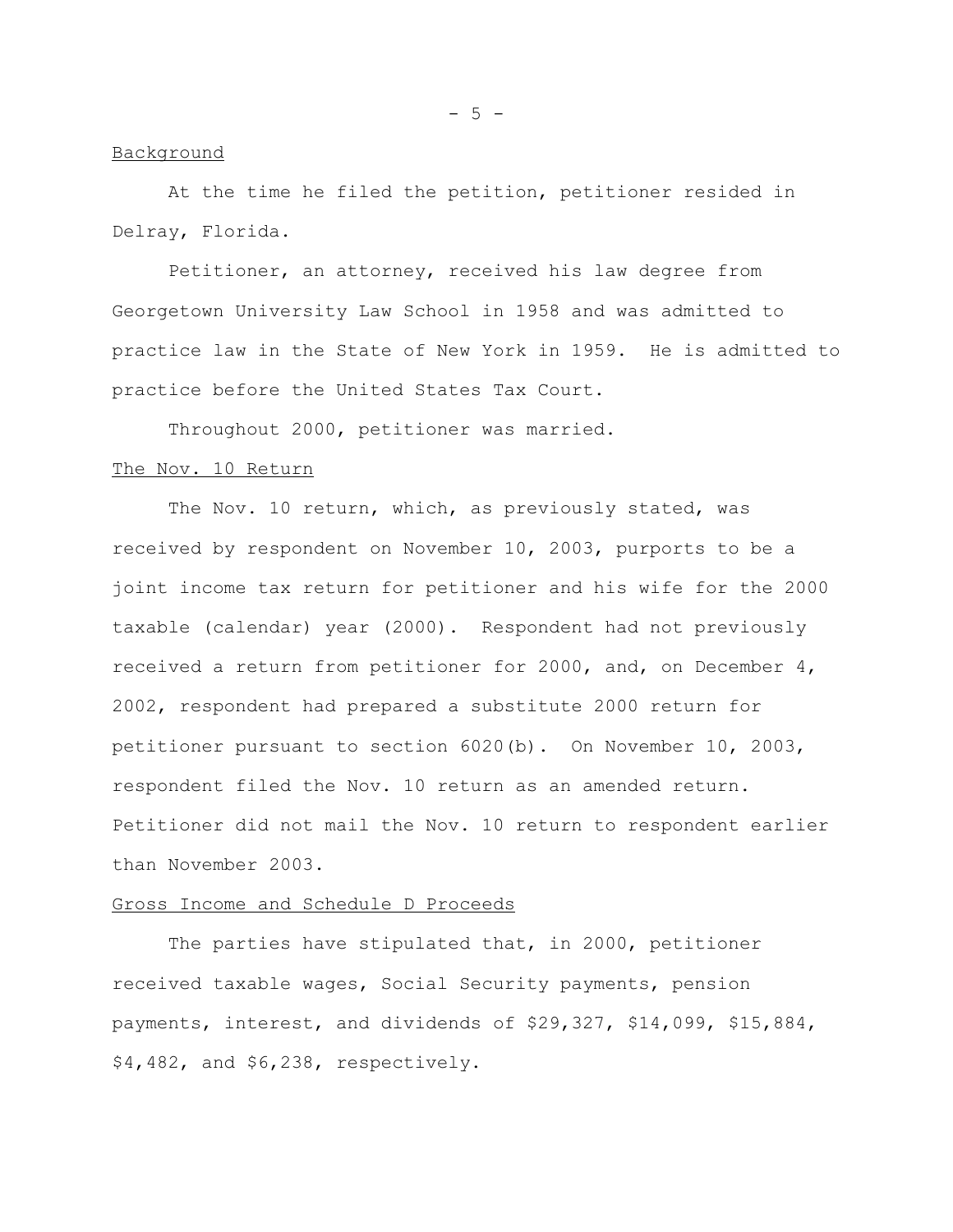Background

At the time he filed the petition, petitioner resided in Delray, Florida.

Petitioner, an attorney, received his law degree from Georgetown University Law School in 1958 and was admitted to practice law in the State of New York in 1959. He is admitted to practice before the United States Tax Court.

Throughout 2000, petitioner was married.

The Nov. 10 Return

The Nov. 10 return, which, as previously stated, was received by respondent on November 10, 2003, purports to be a joint income tax return for petitioner and his wife for the 2000 taxable (calendar) year (2000). Respondent had not previously received a return from petitioner for 2000, and, on December 4, 2002, respondent had prepared a substitute 2000 return for petitioner pursuant to section 6020(b). On November 10, 2003, respondent filed the Nov. 10 return as an amended return. Petitioner did not mail the Nov. 10 return to respondent earlier than November 2003.

Gross Income and Schedule D Proceeds

The parties have stipulated that, in 2000, petitioner received taxable wages, Social Security payments, pension payments, interest, and dividends of $29,327, $14,099, $15,884, $4,482, and $6,238, respectively.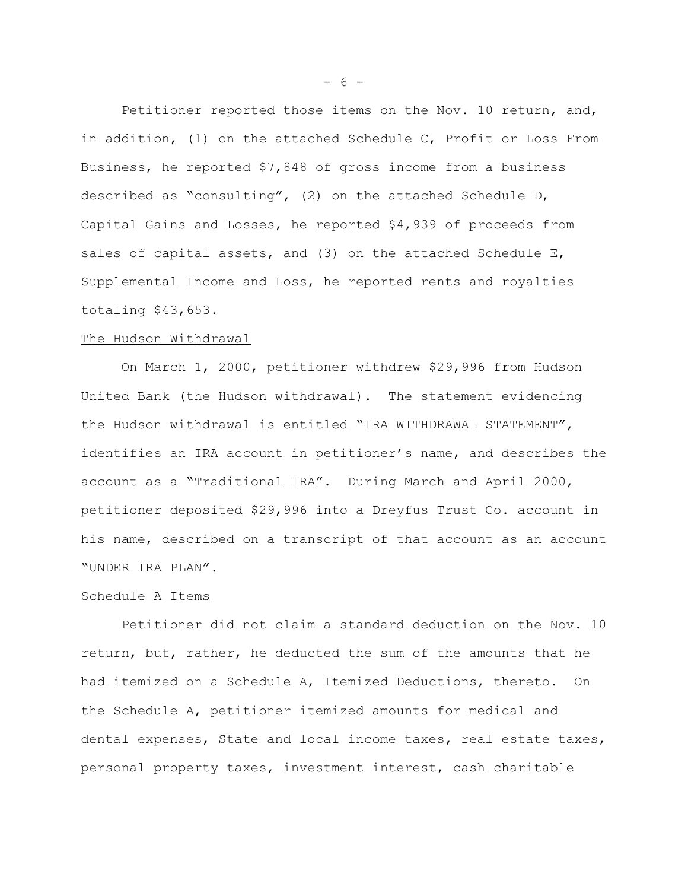Petitioner reported those items on the Nov. 10 return, and, in addition, (1) on the attached Schedule C, Profit or Loss From Business, he reported $7,848 of gross income from a business described as "consulting", (2) on the attached Schedule D, Capital Gains and Losses, he reported $4,939 of proceeds from sales of capital assets, and (3) on the attached Schedule E, Supplemental Income and Loss, he reported rents and royalties totaling $43,653.

The Hudson Withdrawal

On March 1, 2000, petitioner withdrew $29,996 from Hudson United Bank (the Hudson withdrawal). The statement evidencing the Hudson withdrawal is entitled "IRA WITHDRAWAL STATEMENT", identifies an IRA account in petitioner's name, and describes the account as a "Traditional IRA". During March and April 2000, petitioner deposited $29,996 into a Dreyfus Trust Co. account in his name, described on a transcript of that account as an account "UNDER IRA PLAN".

Schedule A Items

Petitioner did not claim a standard deduction on the Nov. 10 return, but, rather, he deducted the sum of the amounts that he had itemized on a Schedule A, Itemized Deductions, thereto. On the Schedule A, petitioner itemized amounts for medical and dental expenses, State and local income taxes, real estate taxes, personal property taxes, investment interest, cash charitable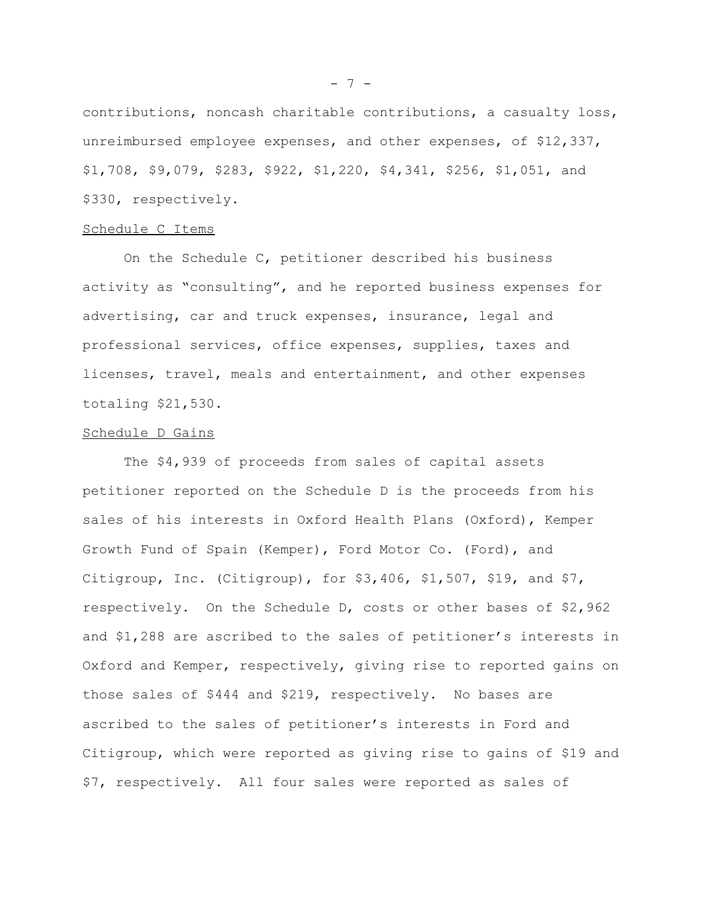contributions, noncash charitable contributions, a casualty loss, unreimbursed employee expenses, and other expenses, of $12,337, $1,708, $9,079, $283, $922, $1,220, $4,341, $256, $1,051, and $330, respectively.

Schedule C Items

On the Schedule C, petitioner described his business activity as "consulting", and he reported business expenses for advertising, car and truck expenses, insurance, legal and professional services, office expenses, supplies, taxes and licenses, travel, meals and entertainment, and other expenses totaling $21,530.

Schedule D Gains

The $4,939 of proceeds from sales of capital assets petitioner reported on the Schedule D is the proceeds from his sales of his interests in Oxford Health Plans (Oxford), Kemper Growth Fund of Spain (Kemper), Ford Motor Co. (Ford), and Citigroup, Inc. (Citigroup), for $3,406, $1,507, $19, and $7, respectively. On the Schedule D, costs or other bases of $2,962 and $1,288 are ascribed to the sales of petitioner's interests in Oxford and Kemper, respectively, giving rise to reported gains on those sales of $444 and $219, respectively. No bases are ascribed to the sales of petitioner's interests in Ford and Citigroup, which were reported as giving rise to gains of $19 and $7, respectively. All four sales were reported as sales of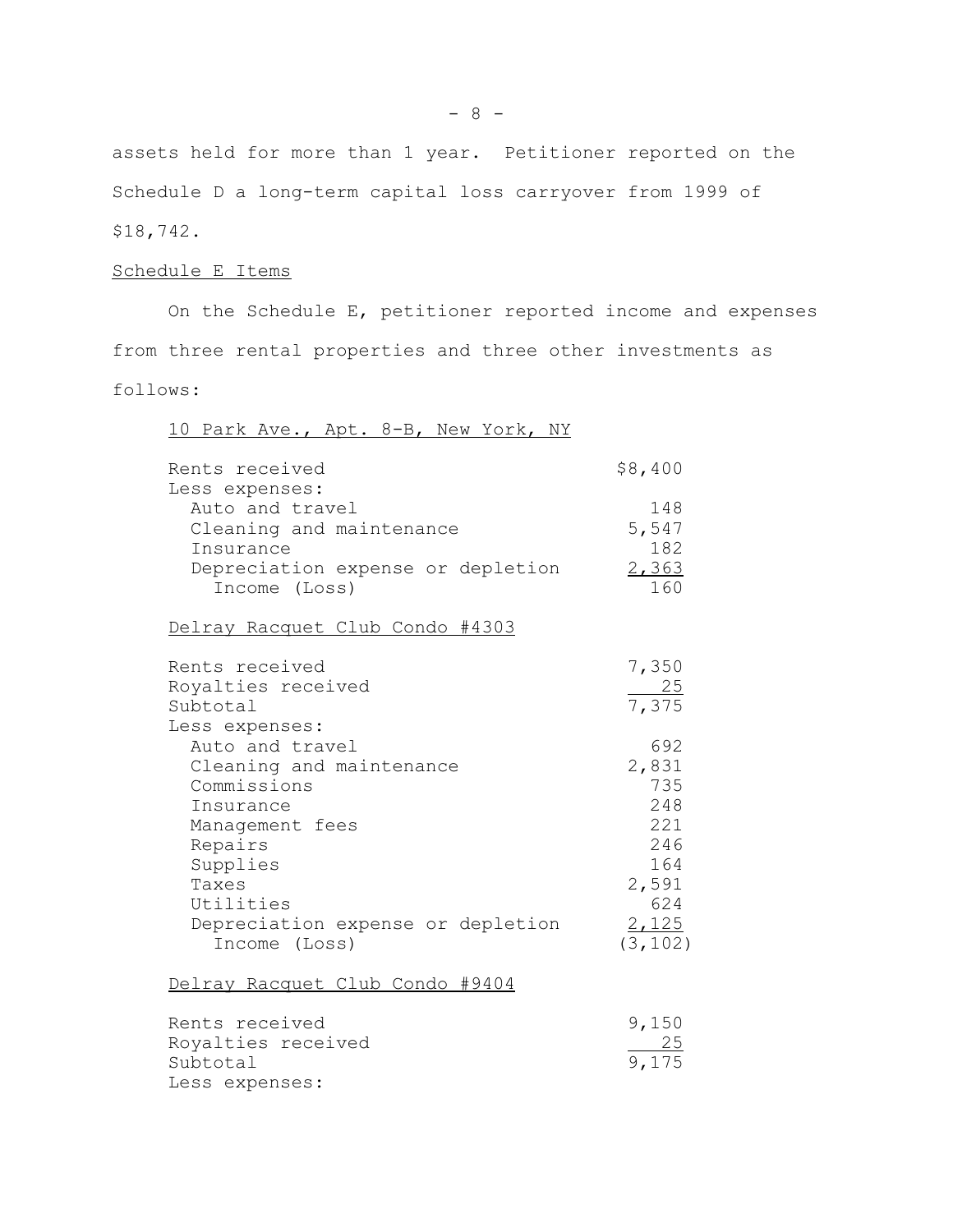assets held for more than 1 year. Petitioner reported on the Schedule D a long-term capital loss carryover from 1999 of $18,742.

Schedule E Items

On the Schedule E, petitioner reported income and expenses from three rental properties and three other investments as follows:

10 Park Ave., Apt. 8-B, New York, NY

| | |
|---|---|
| Rents received | $8,400 |
| Less expenses: | |
| Auto and travel | 148 |
| Cleaning and maintenance | 5,547 |
| Insurance | 182 |
| Depreciation expense or depletion | 2,363 |
| Income (Loss) | 160 |

Delray Racquet Club Condo #4303

| | |
|---|---|
| Rents received | 7,350 |
| Royalties received | 25 |
| Subtotal | 7,375 |
| Less expenses: | |
| Auto and travel | 692 |
| Cleaning and maintenance | 2,831 |
| Commissions | 735 |
| Insurance | 248 |
| Management fees | 221 |
| Repairs | 246 |
| Supplies | 164 |
| Taxes | 2,591 |
| Utilities | 624 |
| Depreciation expense or depletion | 2,125 |
| Income (Loss) | (3,102) |

Delray Racquet Club Condo #9404

| | |
|---|---|
| Rents received | 9,150 |
| Royalties received | 25 |
| Subtotal | 9,175 |
| Less expenses: | |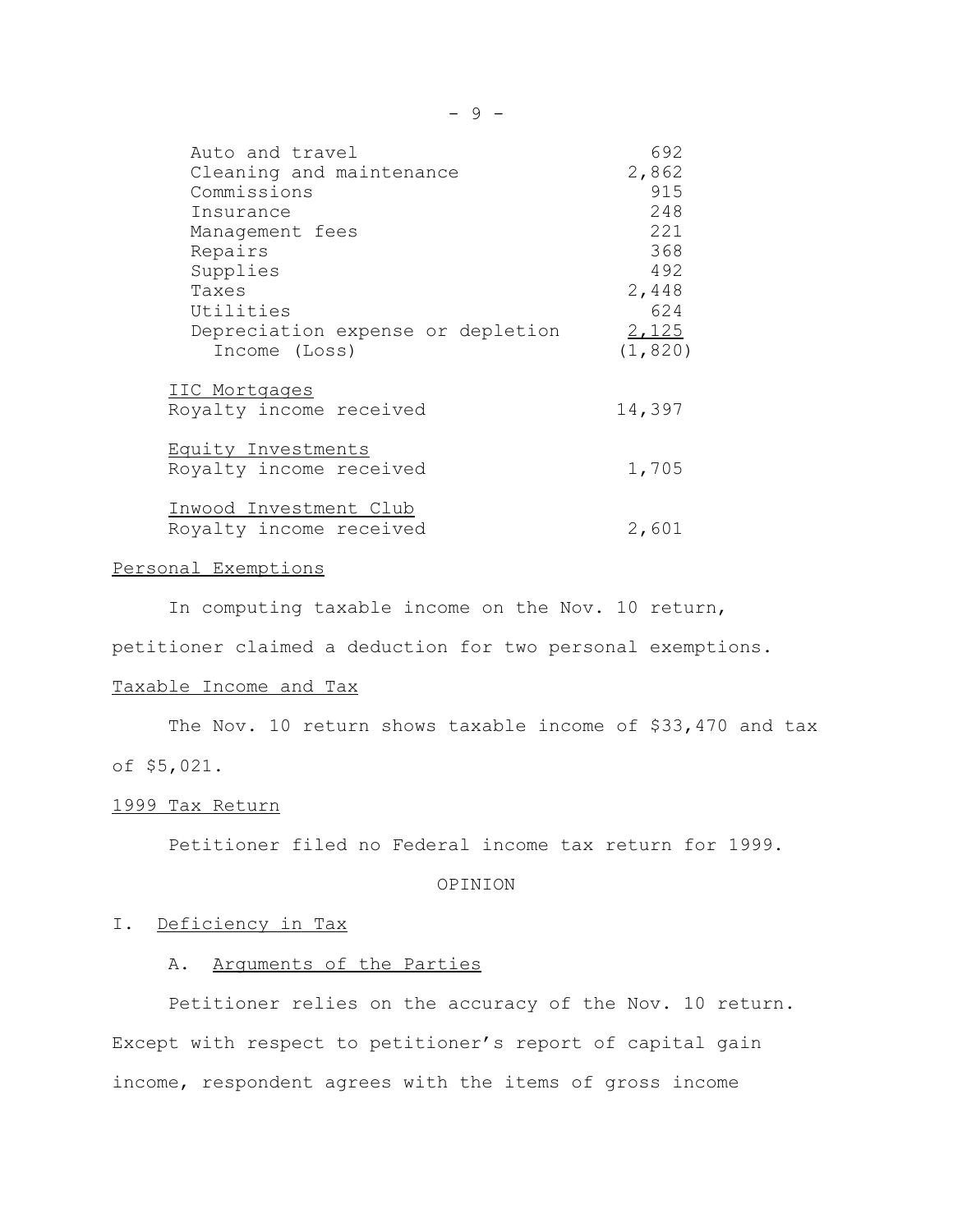| | |
|---|---|
| Auto and travel | 692 |
| Cleaning and maintenance | 2,862 |
| Commissions | 915 |
| Insurance | 248 |
| Management fees | 221 |
| Repairs | 368 |
| Supplies | 492 |
| Taxes | 2,448 |
| Utilities | 624 |
| Depreciation expense or depletion | 2,125 |
| Income (Loss) | (1,820) |
| IIC Mortgages | |
| Royalty income received | 14,397 |
| Equity Investments | |
| Royalty income received | 1,705 |
| Inwood Investment Club | |
| Royalty income received | 2,601 |

Personal Exemptions

In computing taxable income on the Nov. 10 return, petitioner claimed a deduction for two personal exemptions.

Taxable Income and Tax

The Nov. 10 return shows taxable income of $33,470 and tax of $5,021.

1999 Tax Return

Petitioner filed no Federal income tax return for 1999.

OPINION

I. Deficiency in Tax

A. Arguments of the Parties

Petitioner relies on the accuracy of the Nov. 10 return. Except with respect to petitioner's report of capital gain income, respondent agrees with the items of gross income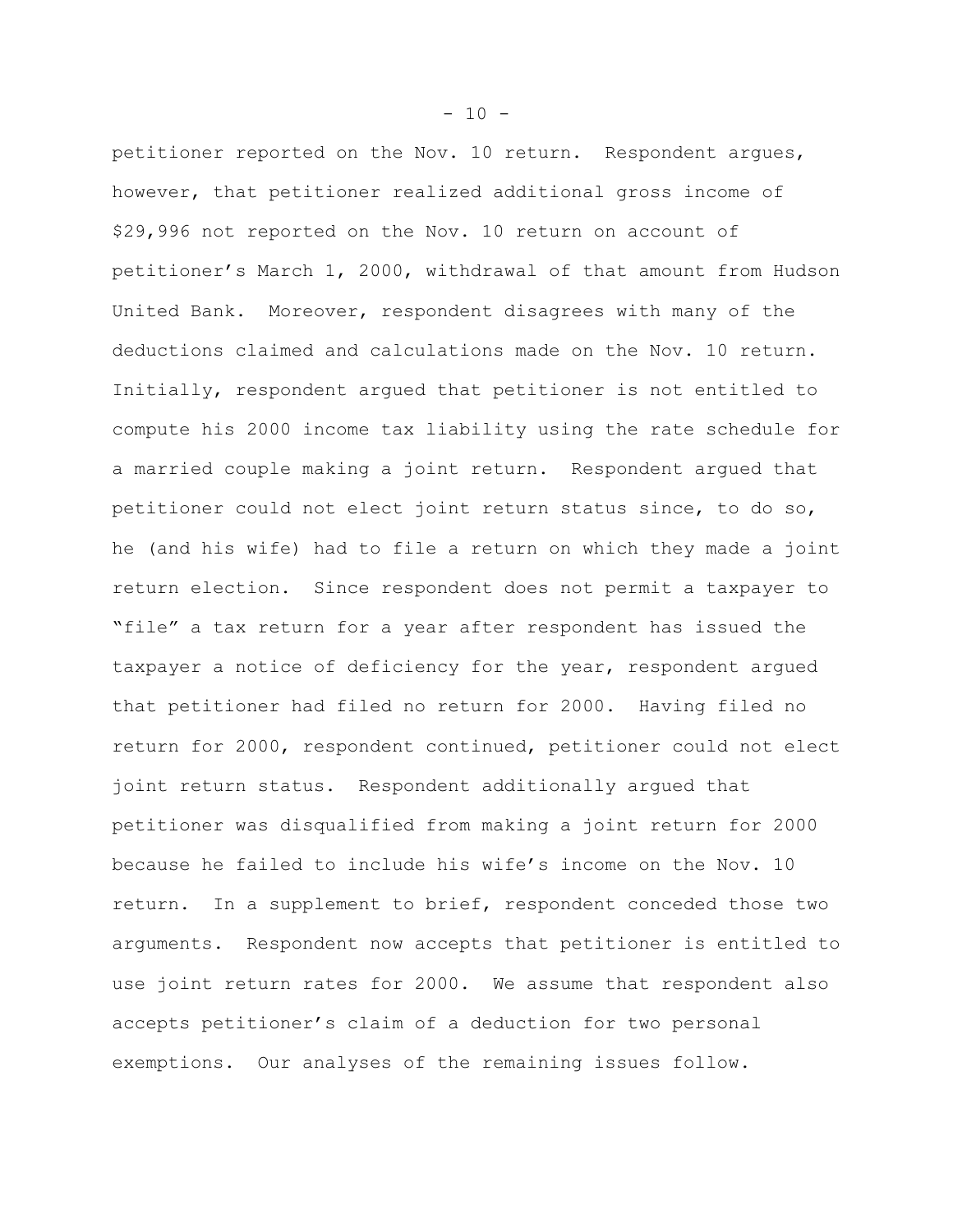petitioner reported on the Nov. 10 return. Respondent argues, however, that petitioner realized additional gross income of $29,996 not reported on the Nov. 10 return on account of petitioner's March 1, 2000, withdrawal of that amount from Hudson United Bank. Moreover, respondent disagrees with many of the deductions claimed and calculations made on the Nov. 10 return. Initially, respondent argued that petitioner is not entitled to compute his 2000 income tax liability using the rate schedule for a married couple making a joint return. Respondent argued that petitioner could not elect joint return status since, to do so, he (and his wife) had to file a return on which they made a joint return election. Since respondent does not permit a taxpayer to "file" a tax return for a year after respondent has issued the taxpayer a notice of deficiency for the year, respondent argued that petitioner had filed no return for 2000. Having filed no return for 2000, respondent continued, petitioner could not elect joint return status. Respondent additionally argued that petitioner was disqualified from making a joint return for 2000 because he failed to include his wife's income on the Nov. 10 return. In a supplement to brief, respondent conceded those two arguments. Respondent now accepts that petitioner is entitled to use joint return rates for 2000. We assume that respondent also accepts petitioner's claim of a deduction for two personal exemptions. Our analyses of the remaining issues follow.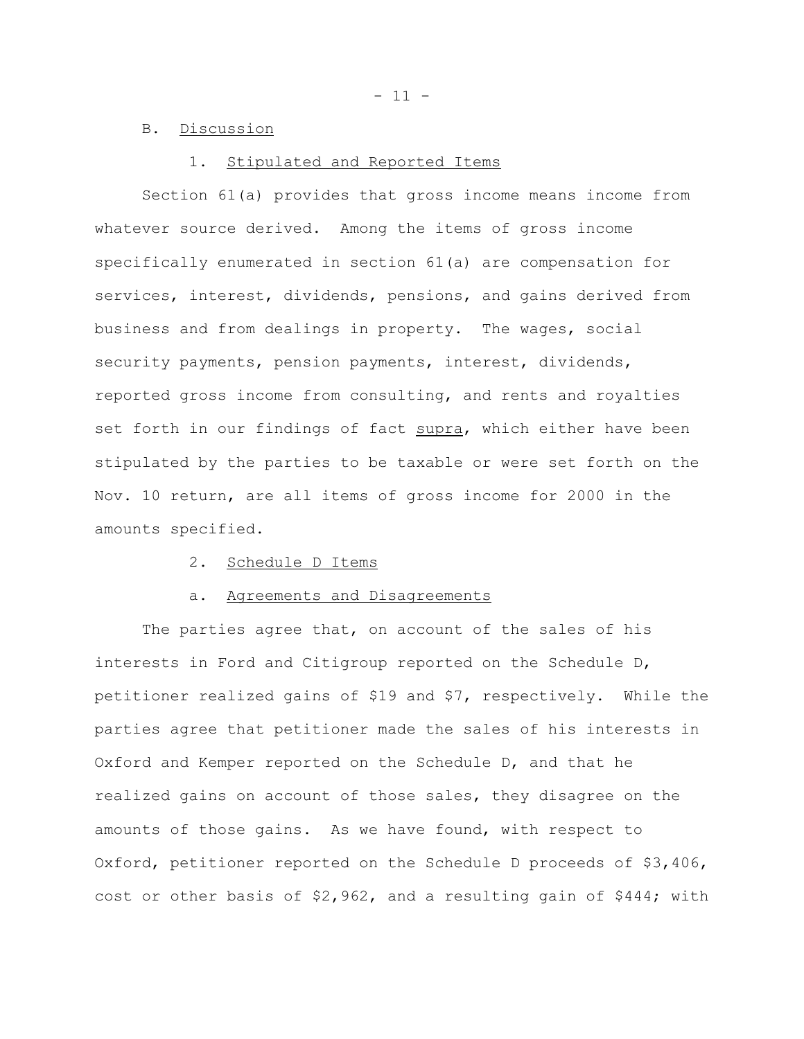B. Discussion

1. Stipulated and Reported Items

Section 61(a) provides that gross income means income from whatever source derived. Among the items of gross income specifically enumerated in section 61(a) are compensation for services, interest, dividends, pensions, and gains derived from business and from dealings in property. The wages, social security payments, pension payments, interest, dividends, reported gross income from consulting, and rents and royalties set forth in our findings of fact supra, which either have been stipulated by the parties to be taxable or were set forth on the Nov. 10 return, are all items of gross income for 2000 in the amounts specified.

2. Schedule D Items

a. Agreements and Disagreements

The parties agree that, on account of the sales of his interests in Ford and Citigroup reported on the Schedule D, petitioner realized gains of $19 and $7, respectively. While the parties agree that petitioner made the sales of his interests in Oxford and Kemper reported on the Schedule D, and that he realized gains on account of those sales, they disagree on the amounts of those gains. As we have found, with respect to Oxford, petitioner reported on the Schedule D proceeds of $3,406, cost or other basis of $2,962, and a resulting gain of $444; with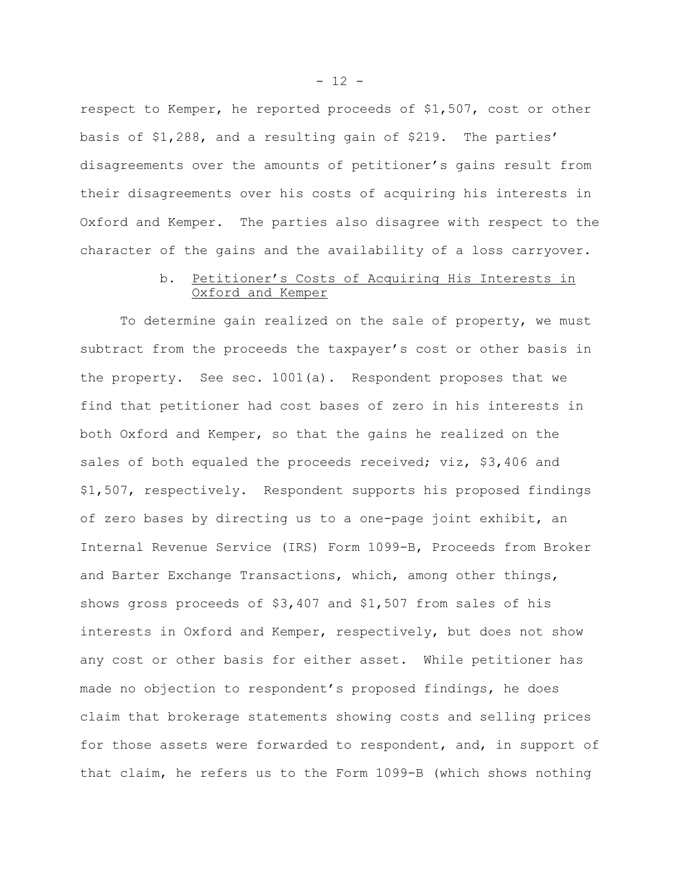respect to Kemper, he reported proceeds of $1,507, cost or other basis of $1,288, and a resulting gain of $219. The parties' disagreements over the amounts of petitioner's gains result from their disagreements over his costs of acquiring his interests in Oxford and Kemper. The parties also disagree with respect to the character of the gains and the availability of a loss carryover.

### b. Petitioner's Costs of Acquiring His Interests in Oxford and Kemper

To determine gain realized on the sale of property, we must subtract from the proceeds the taxpayer's cost or other basis in the property. See sec. 1001(a). Respondent proposes that we find that petitioner had cost bases of zero in his interests in both Oxford and Kemper, so that the gains he realized on the sales of both equaled the proceeds received; viz, $3,406 and $1,507, respectively. Respondent supports his proposed findings of zero bases by directing us to a one-page joint exhibit, an Internal Revenue Service (IRS) Form 1099-B, Proceeds from Broker and Barter Exchange Transactions, which, among other things, shows gross proceeds of $3,407 and $1,507 from sales of his interests in Oxford and Kemper, respectively, but does not show any cost or other basis for either asset. While petitioner has made no objection to respondent's proposed findings, he does claim that brokerage statements showing costs and selling prices for those assets were forwarded to respondent, and, in support of that claim, he refers us to the Form 1099-B (which shows nothing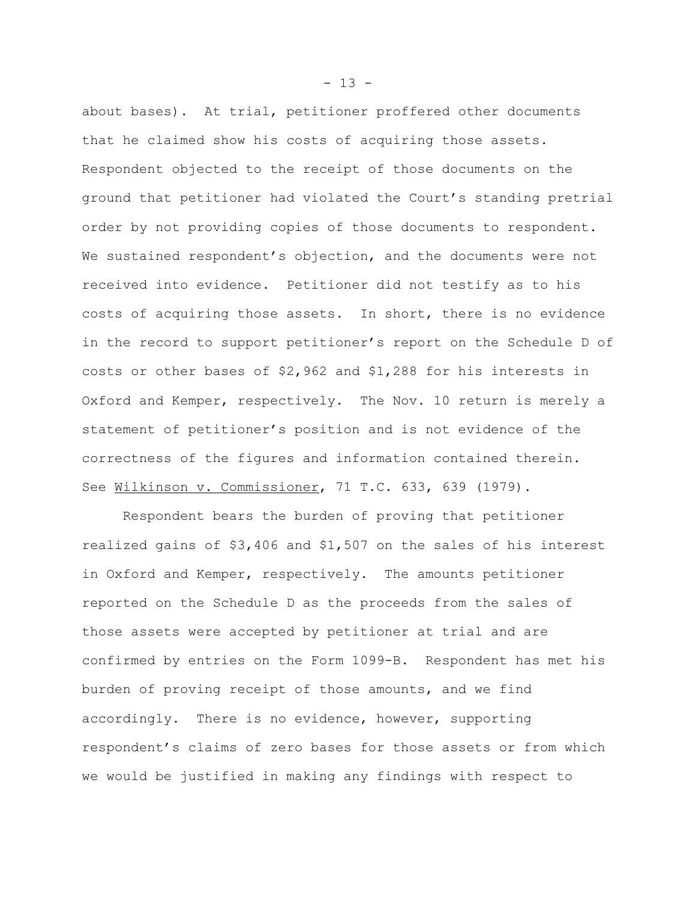about bases). At trial, petitioner proffered other documents that he claimed show his costs of acquiring those assets. Respondent objected to the receipt of those documents on the ground that petitioner had violated the Court's standing pretrial order by not providing copies of those documents to respondent. We sustained respondent's objection, and the documents were not received into evidence. Petitioner did not testify as to his costs of acquiring those assets. In short, there is no evidence in the record to support petitioner's report on the Schedule D of costs or other bases of $2,962 and $1,288 for his interests in Oxford and Kemper, respectively. The Nov. 10 return is merely a statement of petitioner's position and is not evidence of the correctness of the figures and information contained therein. See Wilkinson v. Commissioner, 71 T.C. 633, 639 (1979).

Respondent bears the burden of proving that petitioner realized gains of $3,406 and $1,507 on the sales of his interest in Oxford and Kemper, respectively. The amounts petitioner reported on the Schedule D as the proceeds from the sales of those assets were accepted by petitioner at trial and are confirmed by entries on the Form 1099-B. Respondent has met his burden of proving receipt of those amounts, and we find accordingly. There is no evidence, however, supporting respondent's claims of zero bases for those assets or from which we would be justified in making any findings with respect to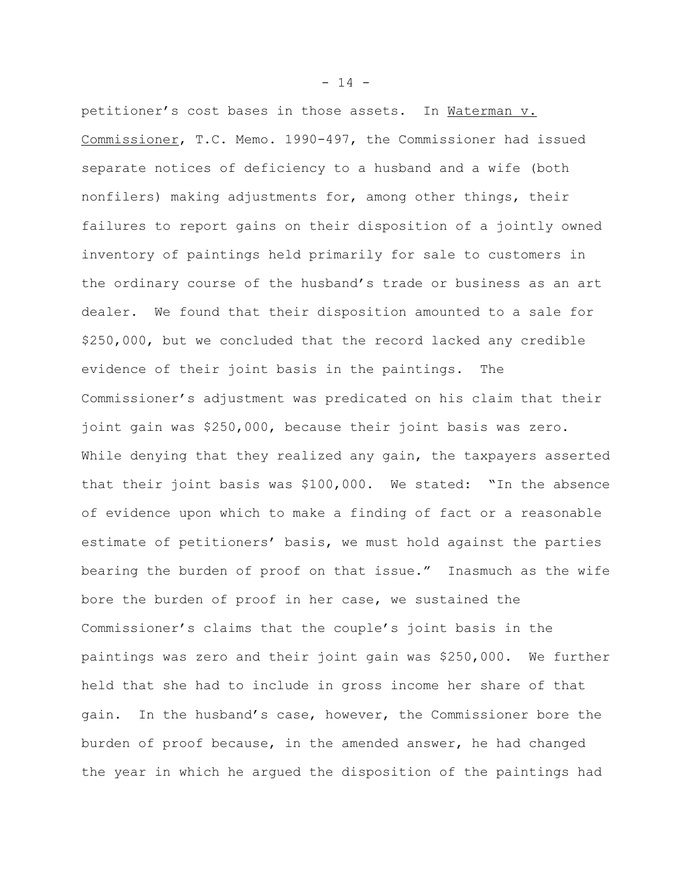petitioner's cost bases in those assets. In Waterman v. Commissioner, T.C. Memo. 1990-497, the Commissioner had issued separate notices of deficiency to a husband and a wife (both nonfilers) making adjustments for, among other things, their failures to report gains on their disposition of a jointly owned inventory of paintings held primarily for sale to customers in the ordinary course of the husband's trade or business as an art dealer. We found that their disposition amounted to a sale for $250,000, but we concluded that the record lacked any credible evidence of their joint basis in the paintings. The Commissioner's adjustment was predicated on his claim that their joint gain was $250,000, because their joint basis was zero. While denying that they realized any gain, the taxpayers asserted that their joint basis was $100,000. We stated: "In the absence of evidence upon which to make a finding of fact or a reasonable estimate of petitioners' basis, we must hold against the parties bearing the burden of proof on that issue." Inasmuch as the wife bore the burden of proof in her case, we sustained the Commissioner's claims that the couple's joint basis in the paintings was zero and their joint gain was $250,000. We further held that she had to include in gross income her share of that gain. In the husband's case, however, the Commissioner bore the burden of proof because, in the amended answer, he had changed the year in which he argued the disposition of the paintings had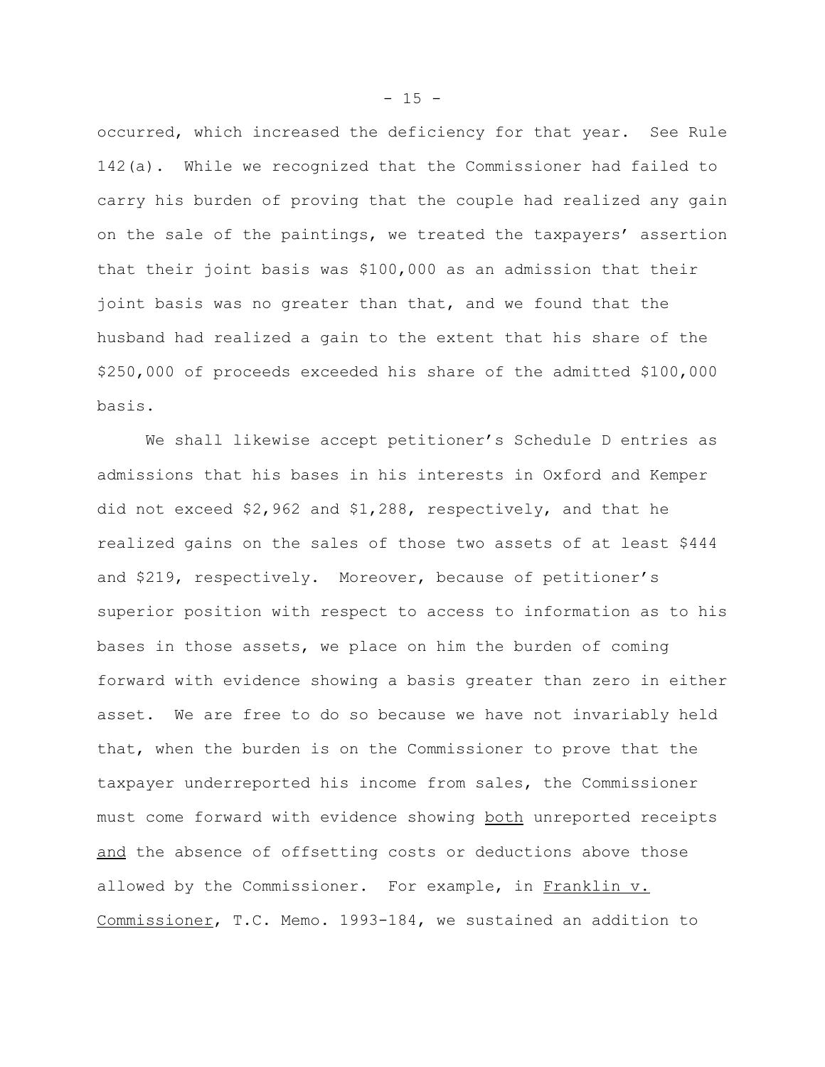occurred, which increased the deficiency for that year. See Rule 142(a). While we recognized that the Commissioner had failed to carry his burden of proving that the couple had realized any gain on the sale of the paintings, we treated the taxpayers' assertion that their joint basis was $100,000 as an admission that their joint basis was no greater than that, and we found that the husband had realized a gain to the extent that his share of the $250,000 of proceeds exceeded his share of the admitted $100,000 basis.

We shall likewise accept petitioner's Schedule D entries as admissions that his bases in his interests in Oxford and Kemper did not exceed $2,962 and $1,288, respectively, and that he realized gains on the sales of those two assets of at least $444 and $219, respectively. Moreover, because of petitioner's superior position with respect to access to information as to his bases in those assets, we place on him the burden of coming forward with evidence showing a basis greater than zero in either asset. We are free to do so because we have not invariably held that, when the burden is on the Commissioner to prove that the taxpayer underreported his income from sales, the Commissioner must come forward with evidence showing <u>both</u> unreported receipts <u>and</u> the absence of offsetting costs or deductions above those allowed by the Commissioner. For example, in <u>Franklin v. Commissioner</u>, T.C. Memo. 1993-184, we sustained an addition to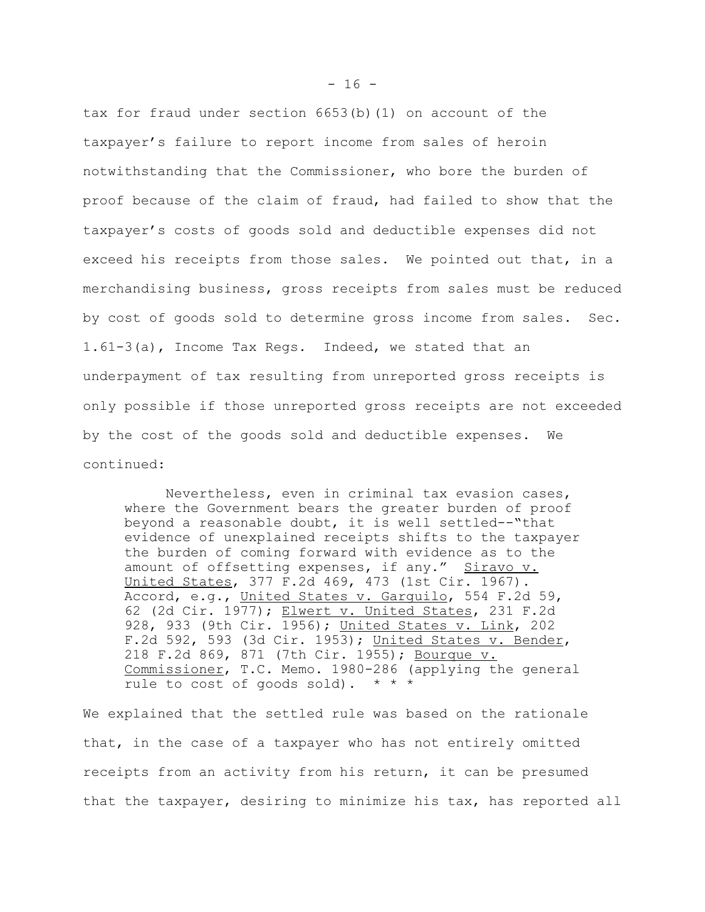tax for fraud under section 6653(b)(1) on account of the taxpayer's failure to report income from sales of heroin notwithstanding that the Commissioner, who bore the burden of proof because of the claim of fraud, had failed to show that the taxpayer's costs of goods sold and deductible expenses did not exceed his receipts from those sales. We pointed out that, in a merchandising business, gross receipts from sales must be reduced by cost of goods sold to determine gross income from sales. Sec. 1.61-3(a), Income Tax Regs. Indeed, we stated that an underpayment of tax resulting from unreported gross receipts is only possible if those unreported gross receipts are not exceeded by the cost of the goods sold and deductible expenses. We continued:

> Nevertheless, even in criminal tax evasion cases, where the Government bears the greater burden of proof beyond a reasonable doubt, it is well settled--"that evidence of unexplained receipts shifts to the taxpayer the burden of coming forward with evidence as to the amount of offsetting expenses, if any." Siravo v. United States, 377 F.2d 469, 473 (1st Cir. 1967). Accord, e.g., United States v. Garguilo, 554 F.2d 59, 62 (2d Cir. 1977); Elwert v. United States, 231 F.2d 928, 933 (9th Cir. 1956); United States v. Link, 202 F.2d 592, 593 (3d Cir. 1953); United States v. Bender, 218 F.2d 869, 871 (7th Cir. 1955); Bourque v. Commissioner, T.C. Memo. 1980-286 (applying the general rule to cost of goods sold). * * *

We explained that the settled rule was based on the rationale that, in the case of a taxpayer who has not entirely omitted receipts from an activity from his return, it can be presumed that the taxpayer, desiring to minimize his tax, has reported all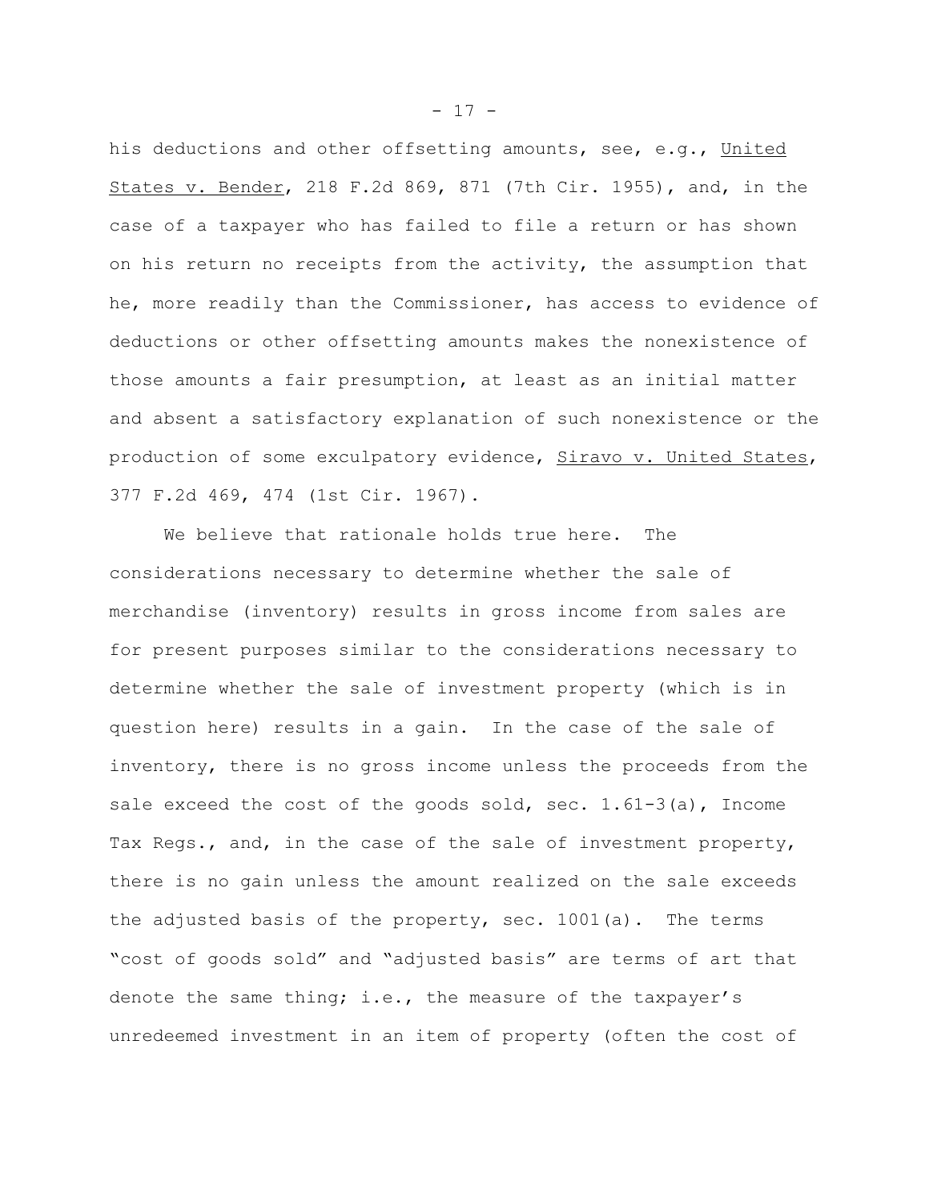his deductions and other offsetting amounts, see, e.g., United States v. Bender, 218 F.2d 869, 871 (7th Cir. 1955), and, in the case of a taxpayer who has failed to file a return or has shown on his return no receipts from the activity, the assumption that he, more readily than the Commissioner, has access to evidence of deductions or other offsetting amounts makes the nonexistence of those amounts a fair presumption, at least as an initial matter and absent a satisfactory explanation of such nonexistence or the production of some exculpatory evidence, Siravo v. United States, 377 F.2d 469, 474 (1st Cir. 1967).

We believe that rationale holds true here. The considerations necessary to determine whether the sale of merchandise (inventory) results in gross income from sales are for present purposes similar to the considerations necessary to determine whether the sale of investment property (which is in question here) results in a gain. In the case of the sale of inventory, there is no gross income unless the proceeds from the sale exceed the cost of the goods sold, sec. 1.61-3(a), Income Tax Regs., and, in the case of the sale of investment property, there is no gain unless the amount realized on the sale exceeds the adjusted basis of the property, sec. 1001(a). The terms "cost of goods sold" and "adjusted basis" are terms of art that denote the same thing; i.e., the measure of the taxpayer's unredeemed investment in an item of property (often the cost of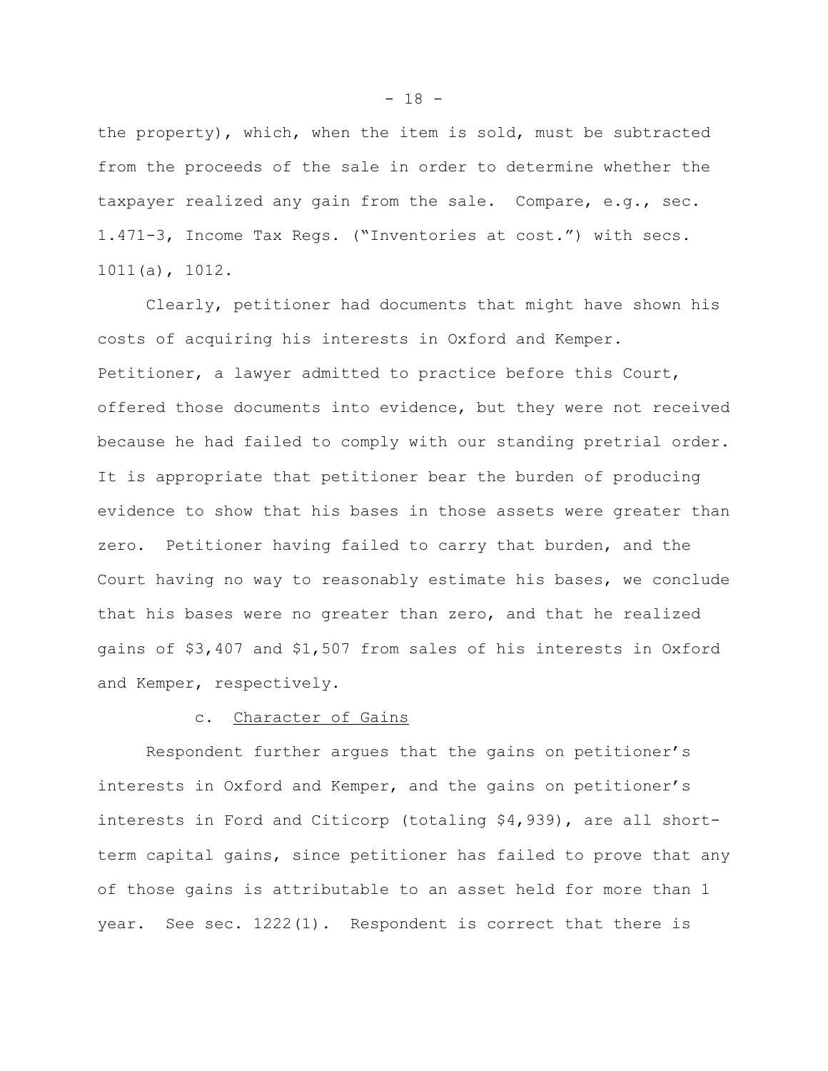the property), which, when the item is sold, must be subtracted from the proceeds of the sale in order to determine whether the taxpayer realized any gain from the sale. Compare, e.g., sec. 1.471-3, Income Tax Regs. ("Inventories at cost.") with secs. 1011(a), 1012.

Clearly, petitioner had documents that might have shown his costs of acquiring his interests in Oxford and Kemper. Petitioner, a lawyer admitted to practice before this Court, offered those documents into evidence, but they were not received because he had failed to comply with our standing pretrial order. It is appropriate that petitioner bear the burden of producing evidence to show that his bases in those assets were greater than zero. Petitioner having failed to carry that burden, and the Court having no way to reasonably estimate his bases, we conclude that his bases were no greater than zero, and that he realized gains of $3,407 and $1,507 from sales of his interests in Oxford and Kemper, respectively.

c. <u>Character of Gains</u>

Respondent further argues that the gains on petitioner's interests in Oxford and Kemper, and the gains on petitioner's interests in Ford and Citicorp (totaling $4,939), are all short-term capital gains, since petitioner has failed to prove that any of those gains is attributable to an asset held for more than 1 year. See sec. 1222(1). Respondent is correct that there is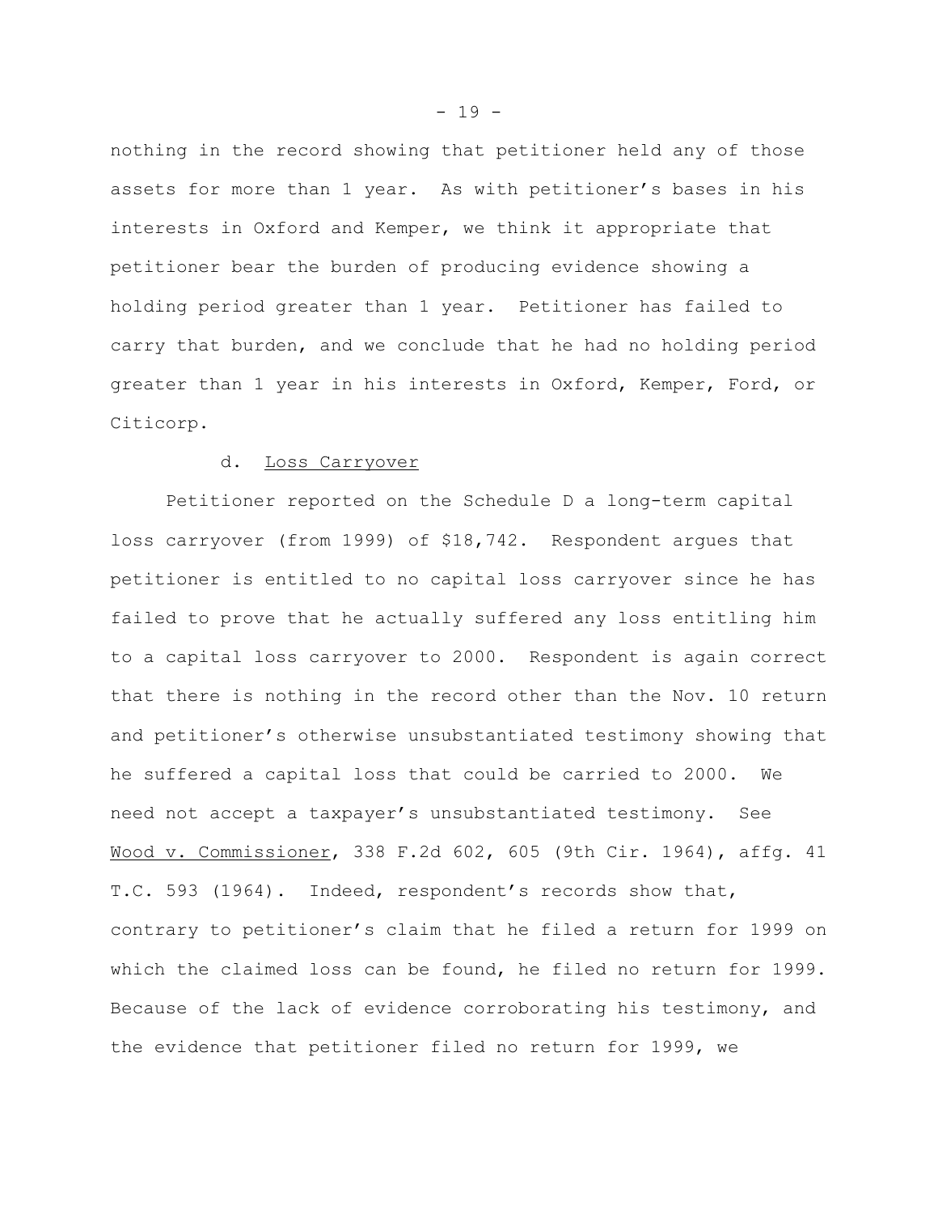nothing in the record showing that petitioner held any of those assets for more than 1 year. As with petitioner's bases in his interests in Oxford and Kemper, we think it appropriate that petitioner bear the burden of producing evidence showing a holding period greater than 1 year. Petitioner has failed to carry that burden, and we conclude that he had no holding period greater than 1 year in his interests in Oxford, Kemper, Ford, or Citicorp.

d. Loss Carryover

Petitioner reported on the Schedule D a long-term capital loss carryover (from 1999) of $18,742. Respondent argues that petitioner is entitled to no capital loss carryover since he has failed to prove that he actually suffered any loss entitling him to a capital loss carryover to 2000. Respondent is again correct that there is nothing in the record other than the Nov. 10 return and petitioner's otherwise unsubstantiated testimony showing that he suffered a capital loss that could be carried to 2000. We need not accept a taxpayer's unsubstantiated testimony. See Wood v. Commissioner, 338 F.2d 602, 605 (9th Cir. 1964), affg. 41 T.C. 593 (1964). Indeed, respondent's records show that, contrary to petitioner's claim that he filed a return for 1999 on which the claimed loss can be found, he filed no return for 1999. Because of the lack of evidence corroborating his testimony, and the evidence that petitioner filed no return for 1999, we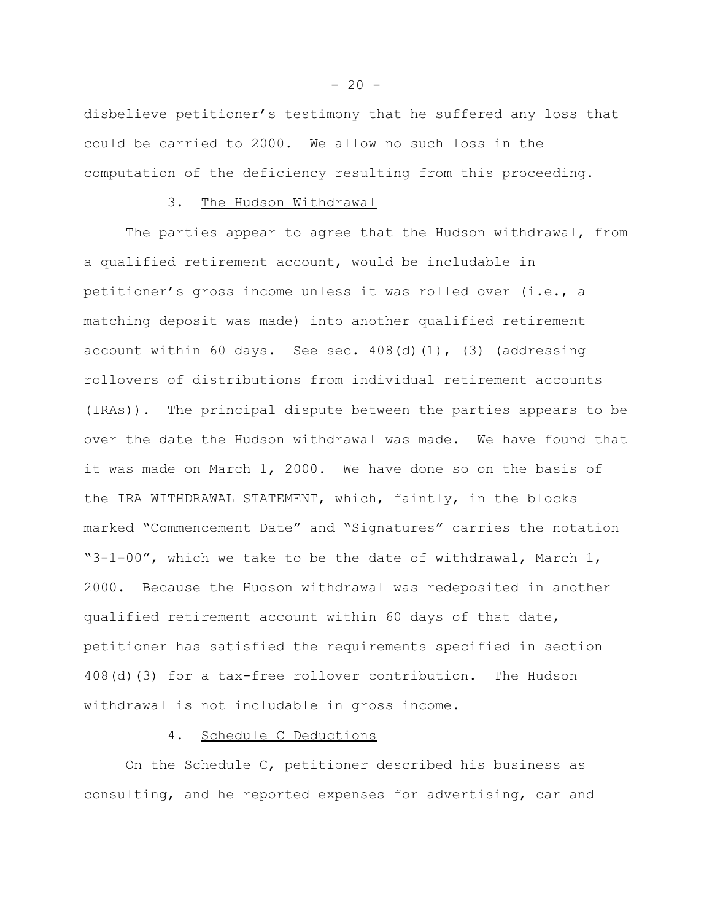disbelieve petitioner’s testimony that he suffered any loss that could be carried to 2000. We allow no such loss in the computation of the deficiency resulting from this proceeding.

### 3. The Hudson Withdrawal

The parties appear to agree that the Hudson withdrawal, from a qualified retirement account, would be includable in petitioner’s gross income unless it was rolled over (i.e., a matching deposit was made) into another qualified retirement account within 60 days. See sec. 408(d)(1), (3) (addressing rollovers of distributions from individual retirement accounts (IRAs)). The principal dispute between the parties appears to be over the date the Hudson withdrawal was made. We have found that it was made on March 1, 2000. We have done so on the basis of the IRA WITHDRAWAL STATEMENT, which, faintly, in the blocks marked “Commencement Date” and “Signatures” carries the notation “3-1-00”, which we take to be the date of withdrawal, March 1, 2000. Because the Hudson withdrawal was redeposited in another qualified retirement account within 60 days of that date, petitioner has satisfied the requirements specified in section 408(d)(3) for a tax-free rollover contribution. The Hudson withdrawal is not includable in gross income.

### 4. Schedule C Deductions

On the Schedule C, petitioner described his business as consulting, and he reported expenses for advertising, car and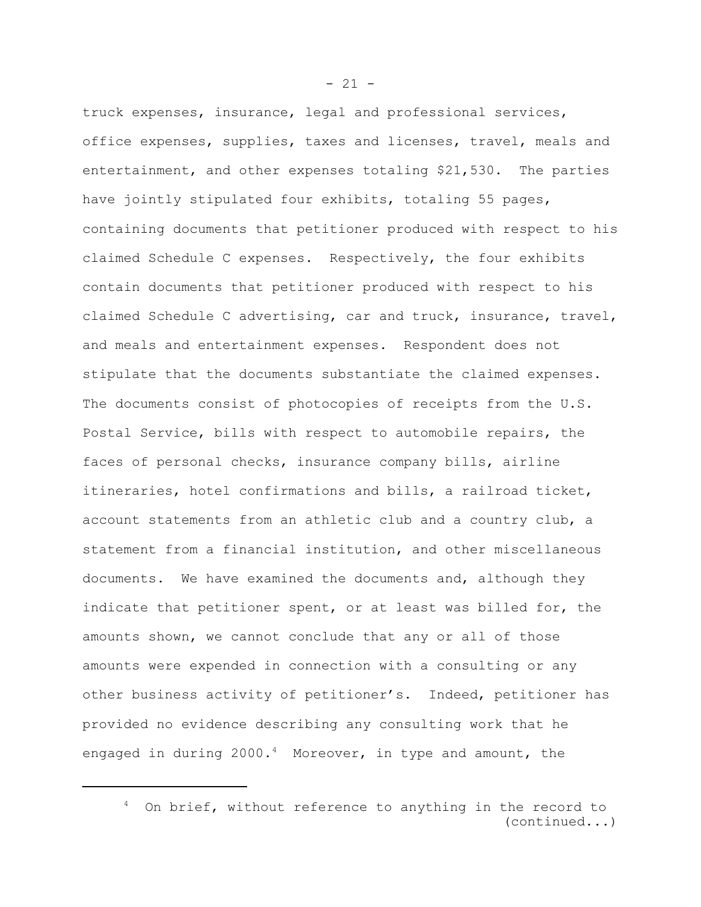truck expenses, insurance, legal and professional services, office expenses, supplies, taxes and licenses, travel, meals and entertainment, and other expenses totaling $21,530. The parties have jointly stipulated four exhibits, totaling 55 pages, containing documents that petitioner produced with respect to his claimed Schedule C expenses. Respectively, the four exhibits contain documents that petitioner produced with respect to his claimed Schedule C advertising, car and truck, insurance, travel, and meals and entertainment expenses. Respondent does not stipulate that the documents substantiate the claimed expenses. The documents consist of photocopies of receipts from the U.S. Postal Service, bills with respect to automobile repairs, the faces of personal checks, insurance company bills, airline itineraries, hotel confirmations and bills, a railroad ticket, account statements from an athletic club and a country club, a statement from a financial institution, and other miscellaneous documents. We have examined the documents and, although they indicate that petitioner spent, or at least was billed for, the amounts shown, we cannot conclude that any or all of those amounts were expended in connection with a consulting or any other business activity of petitioner's. Indeed, petitioner has provided no evidence describing any consulting work that he engaged in during 2000.[4] Moreover, in type and amount, the

---

[4] On brief, without reference to anything in the record to (continued...)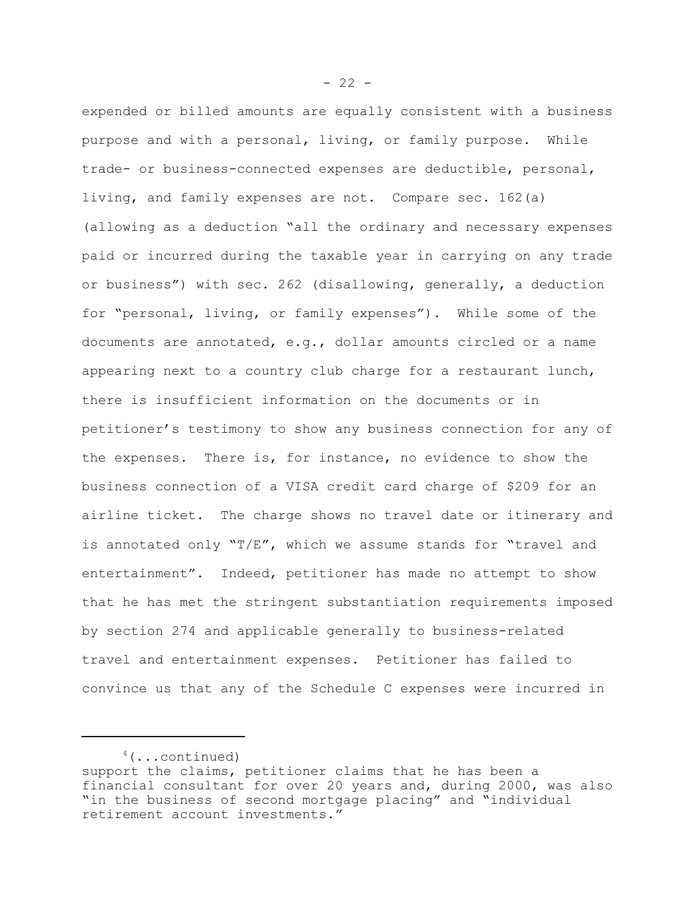expended or billed amounts are equally consistent with a business purpose and with a personal, living, or family purpose. While trade- or business-connected expenses are deductible, personal, living, and family expenses are not. Compare sec. 162(a) (allowing as a deduction "all the ordinary and necessary expenses paid or incurred during the taxable year in carrying on any trade or business") with sec. 262 (disallowing, generally, a deduction for "personal, living, or family expenses"). While some of the documents are annotated, e.g., dollar amounts circled or a name appearing next to a country club charge for a restaurant lunch, there is insufficient information on the documents or in petitioner's testimony to show any business connection for any of the expenses. There is, for instance, no evidence to show the business connection of a VISA credit card charge of $209 for an airline ticket. The charge shows no travel date or itinerary and is annotated only "T/E", which we assume stands for "travel and entertainment". Indeed, petitioner has made no attempt to show that he has met the stringent substantiation requirements imposed by section 274 and applicable generally to business-related travel and entertainment expenses. Petitioner has failed to convince us that any of the Schedule C expenses were incurred in

---

[4](...continued)
support the claims, petitioner claims that he has been a financial consultant for over 20 years and, during 2000, was also "in the business of second mortgage placing" and "individual retirement account investments."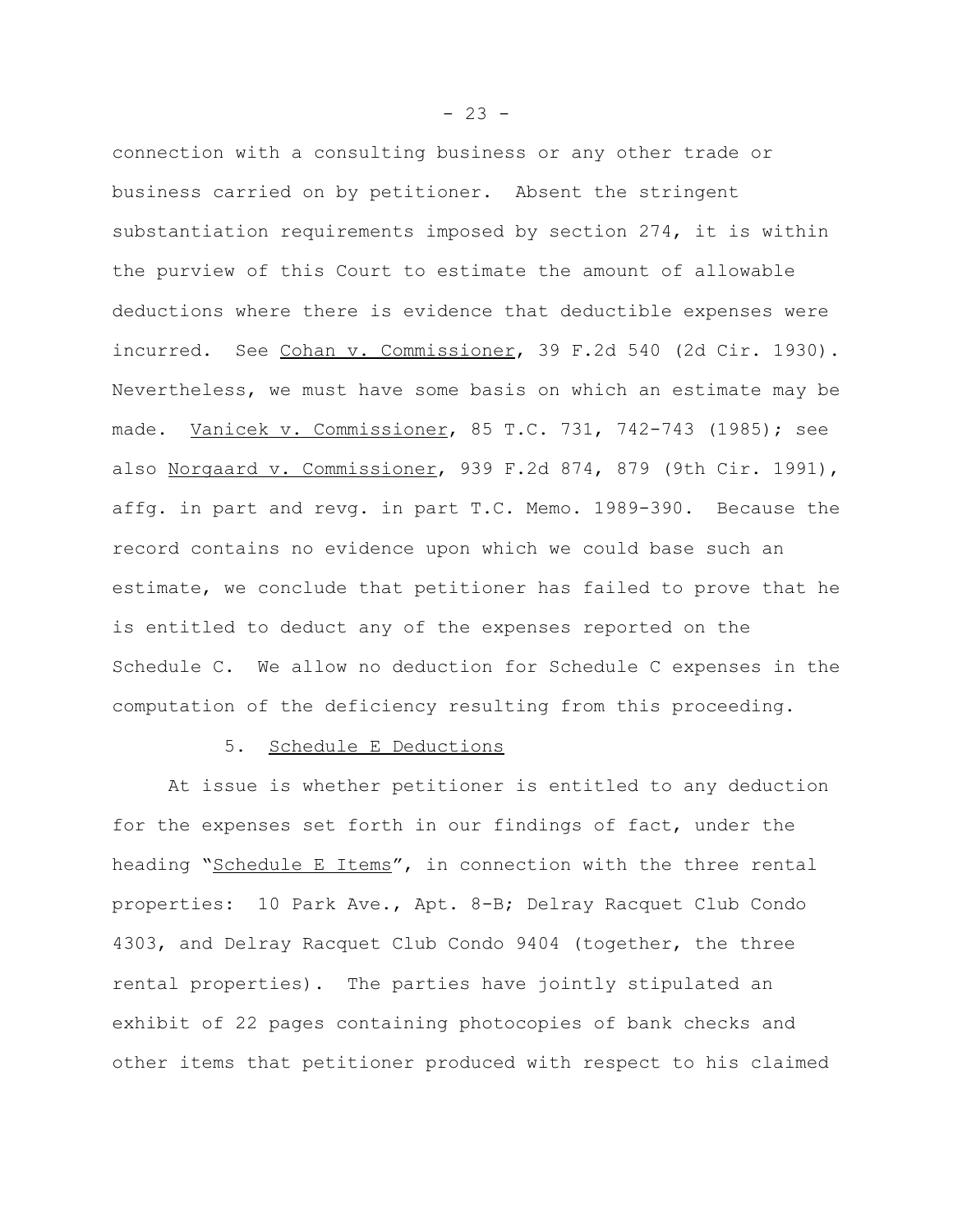connection with a consulting business or any other trade or business carried on by petitioner. Absent the stringent substantiation requirements imposed by section 274, it is within the purview of this Court to estimate the amount of allowable deductions where there is evidence that deductible expenses were incurred. See Cohan v. Commissioner, 39 F.2d 540 (2d Cir. 1930). Nevertheless, we must have some basis on which an estimate may be made. Vanicek v. Commissioner, 85 T.C. 731, 742-743 (1985); see also Norgaard v. Commissioner, 939 F.2d 874, 879 (9th Cir. 1991), affg. in part and revg. in part T.C. Memo. 1989-390. Because the record contains no evidence upon which we could base such an estimate, we conclude that petitioner has failed to prove that he is entitled to deduct any of the expenses reported on the Schedule C. We allow no deduction for Schedule C expenses in the computation of the deficiency resulting from this proceeding.

5. Schedule E Deductions

At issue is whether petitioner is entitled to any deduction for the expenses set forth in our findings of fact, under the heading "Schedule E Items", in connection with the three rental properties: 10 Park Ave., Apt. 8-B; Delray Racquet Club Condo 4303, and Delray Racquet Club Condo 9404 (together, the three rental properties). The parties have jointly stipulated an exhibit of 22 pages containing photocopies of bank checks and other items that petitioner produced with respect to his claimed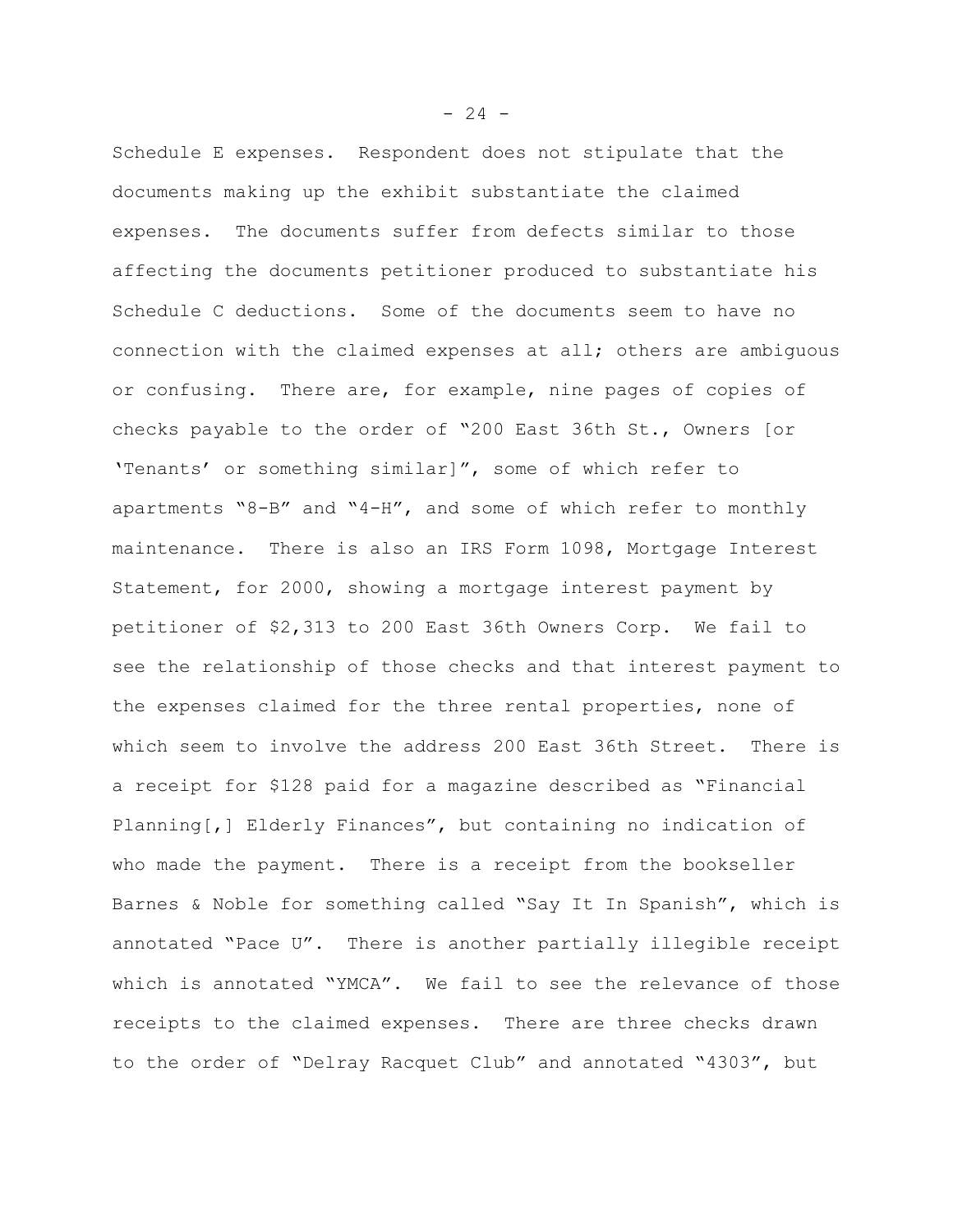Schedule E expenses. Respondent does not stipulate that the documents making up the exhibit substantiate the claimed expenses. The documents suffer from defects similar to those affecting the documents petitioner produced to substantiate his Schedule C deductions. Some of the documents seem to have no connection with the claimed expenses at all; others are ambiguous or confusing. There are, for example, nine pages of copies of checks payable to the order of "200 East 36th St., Owners [or 'Tenants' or something similar]", some of which refer to apartments "8-B" and "4-H", and some of which refer to monthly maintenance. There is also an IRS Form 1098, Mortgage Interest Statement, for 2000, showing a mortgage interest payment by petitioner of $2,313 to 200 East 36th Owners Corp. We fail to see the relationship of those checks and that interest payment to the expenses claimed for the three rental properties, none of which seem to involve the address 200 East 36th Street. There is a receipt for $128 paid for a magazine described as "Financial Planning[,] Elderly Finances", but containing no indication of who made the payment. There is a receipt from the bookseller Barnes & Noble for something called "Say It In Spanish", which is annotated "Pace U". There is another partially illegible receipt which is annotated "YMCA". We fail to see the relevance of those receipts to the claimed expenses. There are three checks drawn to the order of "Delray Racquet Club" and annotated "4303", but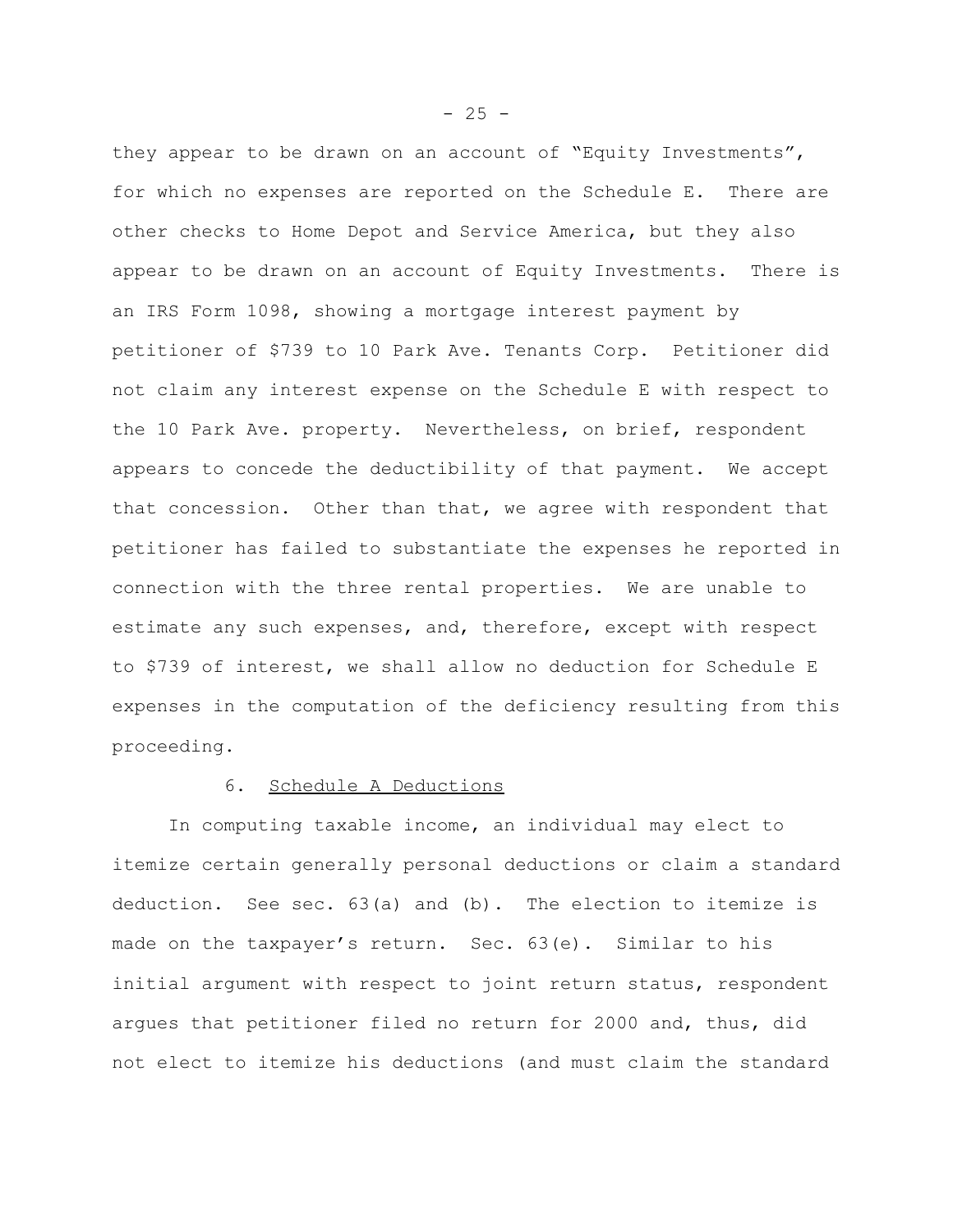they appear to be drawn on an account of "Equity Investments", for which no expenses are reported on the Schedule E. There are other checks to Home Depot and Service America, but they also appear to be drawn on an account of Equity Investments. There is an IRS Form 1098, showing a mortgage interest payment by petitioner of $739 to 10 Park Ave. Tenants Corp. Petitioner did not claim any interest expense on the Schedule E with respect to the 10 Park Ave. property. Nevertheless, on brief, respondent appears to concede the deductibility of that payment. We accept that concession. Other than that, we agree with respondent that petitioner has failed to substantiate the expenses he reported in connection with the three rental properties. We are unable to estimate any such expenses, and, therefore, except with respect to $739 of interest, we shall allow no deduction for Schedule E expenses in the computation of the deficiency resulting from this proceeding.

6. Schedule A Deductions

In computing taxable income, an individual may elect to itemize certain generally personal deductions or claim a standard deduction. See sec. 63(a) and (b). The election to itemize is made on the taxpayer's return. Sec. 63(e). Similar to his initial argument with respect to joint return status, respondent argues that petitioner filed no return for 2000 and, thus, did not elect to itemize his deductions (and must claim the standard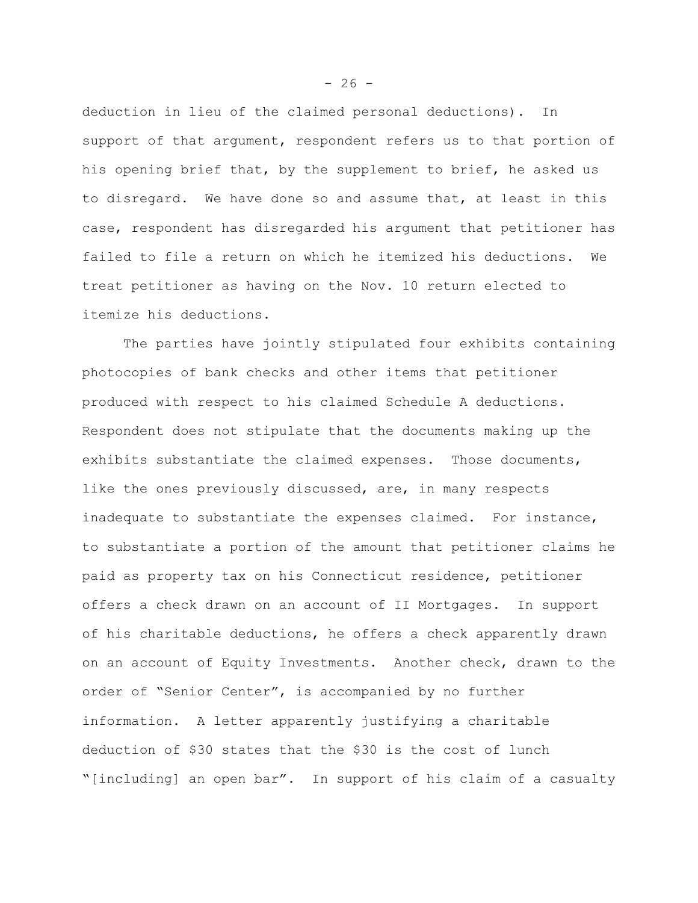deduction in lieu of the claimed personal deductions). In support of that argument, respondent refers us to that portion of his opening brief that, by the supplement to brief, he asked us to disregard. We have done so and assume that, at least in this case, respondent has disregarded his argument that petitioner has failed to file a return on which he itemized his deductions. We treat petitioner as having on the Nov. 10 return elected to itemize his deductions.

The parties have jointly stipulated four exhibits containing photocopies of bank checks and other items that petitioner produced with respect to his claimed Schedule A deductions. Respondent does not stipulate that the documents making up the exhibits substantiate the claimed expenses. Those documents, like the ones previously discussed, are, in many respects inadequate to substantiate the expenses claimed. For instance, to substantiate a portion of the amount that petitioner claims he paid as property tax on his Connecticut residence, petitioner offers a check drawn on an account of II Mortgages. In support of his charitable deductions, he offers a check apparently drawn on an account of Equity Investments. Another check, drawn to the order of "Senior Center", is accompanied by no further information. A letter apparently justifying a charitable deduction of $30 states that the $30 is the cost of lunch "[including] an open bar". In support of his claim of a casualty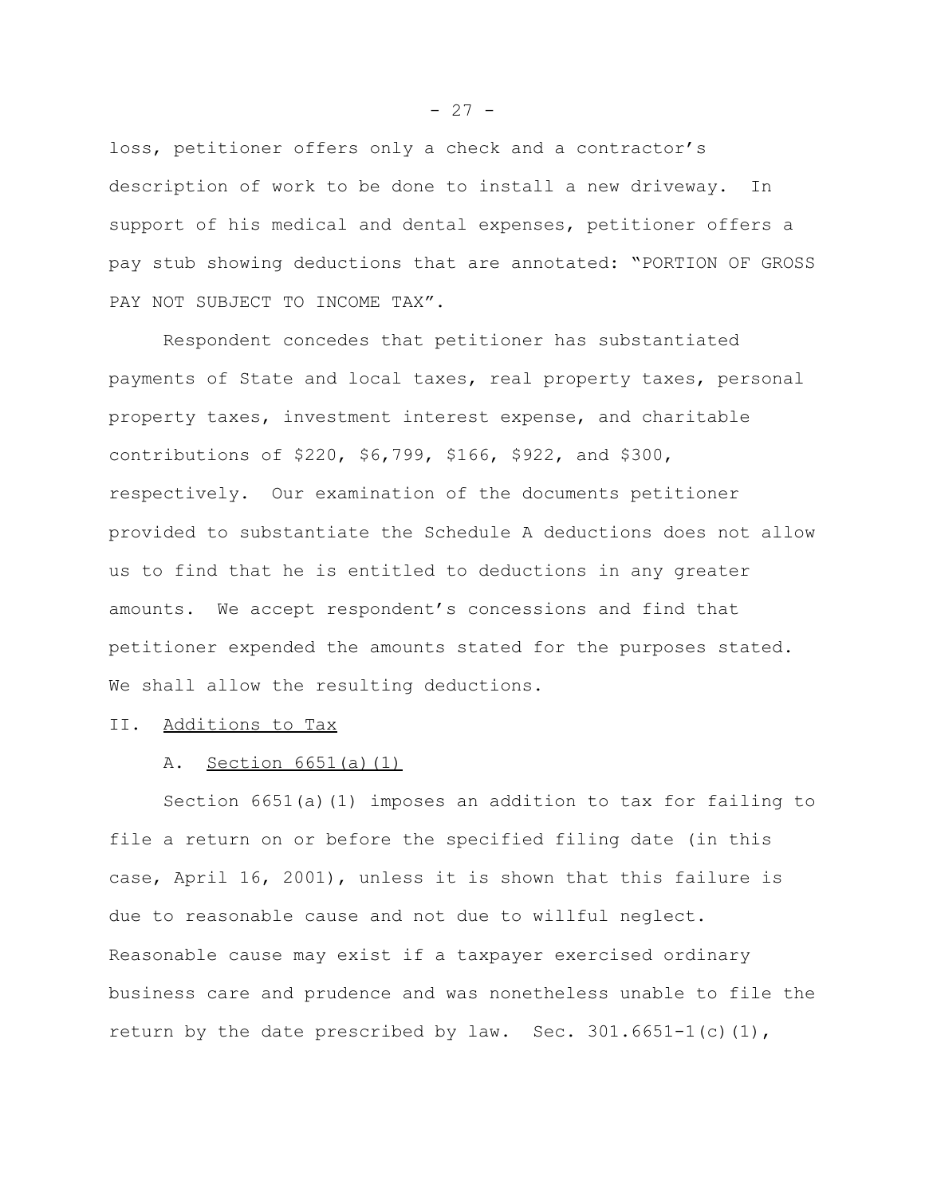loss, petitioner offers only a check and a contractor's description of work to be done to install a new driveway. In support of his medical and dental expenses, petitioner offers a pay stub showing deductions that are annotated: "PORTION OF GROSS PAY NOT SUBJECT TO INCOME TAX".

Respondent concedes that petitioner has substantiated payments of State and local taxes, real property taxes, personal property taxes, investment interest expense, and charitable contributions of $220, $6,799, $166, $922, and $300, respectively. Our examination of the documents petitioner provided to substantiate the Schedule A deductions does not allow us to find that he is entitled to deductions in any greater amounts. We accept respondent's concessions and find that petitioner expended the amounts stated for the purposes stated. We shall allow the resulting deductions.

## II. Additions to Tax

### A. Section 6651(a)(1)

Section 6651(a)(1) imposes an addition to tax for failing to file a return on or before the specified filing date (in this case, April 16, 2001), unless it is shown that this failure is due to reasonable cause and not due to willful neglect. Reasonable cause may exist if a taxpayer exercised ordinary business care and prudence and was nonetheless unable to file the return by the date prescribed by law. Sec. 301.6651-1(c)(1),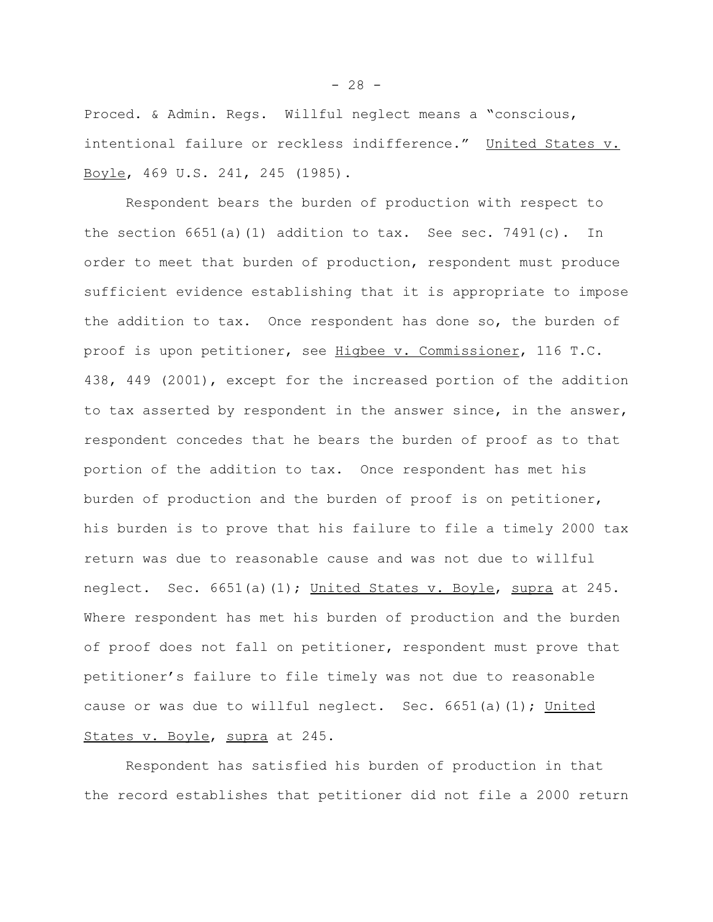Proced. & Admin. Regs. Willful neglect means a "conscious, intentional failure or reckless indifference." United States v. Boyle, 469 U.S. 241, 245 (1985).

Respondent bears the burden of production with respect to the section 6651(a)(1) addition to tax. See sec. 7491(c). In order to meet that burden of production, respondent must produce sufficient evidence establishing that it is appropriate to impose the addition to tax. Once respondent has done so, the burden of proof is upon petitioner, see Higbee v. Commissioner, 116 T.C. 438, 449 (2001), except for the increased portion of the addition to tax asserted by respondent in the answer since, in the answer, respondent concedes that he bears the burden of proof as to that portion of the addition to tax. Once respondent has met his burden of production and the burden of proof is on petitioner, his burden is to prove that his failure to file a timely 2000 tax return was due to reasonable cause and was not due to willful neglect. Sec. 6651(a)(1); United States v. Boyle, supra at 245. Where respondent has met his burden of production and the burden of proof does not fall on petitioner, respondent must prove that petitioner's failure to file timely was not due to reasonable cause or was due to willful neglect. Sec. 6651(a)(1); United States v. Boyle, supra at 245.

Respondent has satisfied his burden of production in that the record establishes that petitioner did not file a 2000 return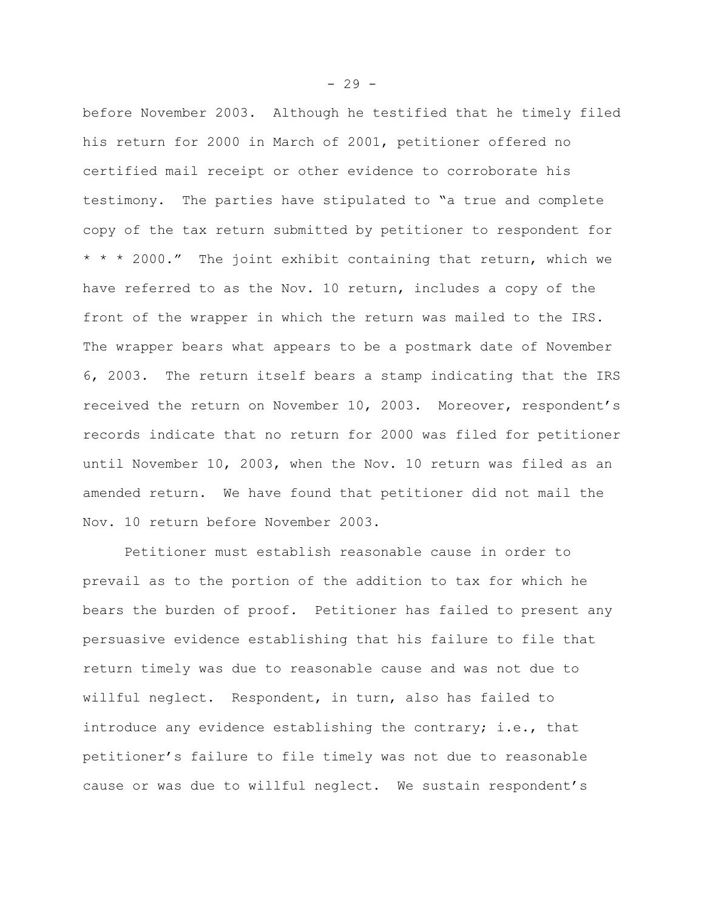before November 2003. Although he testified that he timely filed his return for 2000 in March of 2001, petitioner offered no certified mail receipt or other evidence to corroborate his testimony. The parties have stipulated to "a true and complete copy of the tax return submitted by petitioner to respondent for * * * 2000." The joint exhibit containing that return, which we have referred to as the Nov. 10 return, includes a copy of the front of the wrapper in which the return was mailed to the IRS. The wrapper bears what appears to be a postmark date of November 6, 2003. The return itself bears a stamp indicating that the IRS received the return on November 10, 2003. Moreover, respondent's records indicate that no return for 2000 was filed for petitioner until November 10, 2003, when the Nov. 10 return was filed as an amended return. We have found that petitioner did not mail the Nov. 10 return before November 2003.

Petitioner must establish reasonable cause in order to prevail as to the portion of the addition to tax for which he bears the burden of proof. Petitioner has failed to present any persuasive evidence establishing that his failure to file that return timely was due to reasonable cause and was not due to willful neglect. Respondent, in turn, also has failed to introduce any evidence establishing the contrary; i.e., that petitioner's failure to file timely was not due to reasonable cause or was due to willful neglect. We sustain respondent's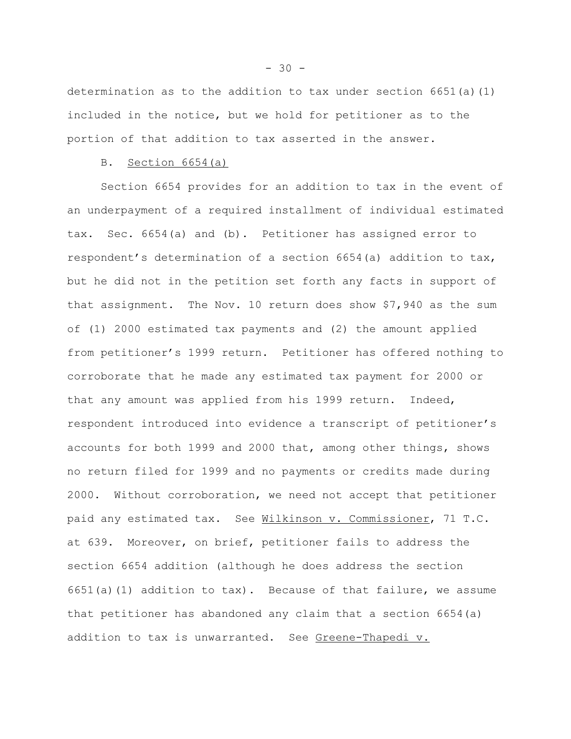determination as to the addition to tax under section 6651(a)(1) included in the notice, but we hold for petitioner as to the portion of that addition to tax asserted in the answer.

B. Section 6654(a)

Section 6654 provides for an addition to tax in the event of an underpayment of a required installment of individual estimated tax. Sec. 6654(a) and (b). Petitioner has assigned error to respondent's determination of a section 6654(a) addition to tax, but he did not in the petition set forth any facts in support of that assignment. The Nov. 10 return does show $7,940 as the sum of (1) 2000 estimated tax payments and (2) the amount applied from petitioner's 1999 return. Petitioner has offered nothing to corroborate that he made any estimated tax payment for 2000 or that any amount was applied from his 1999 return. Indeed, respondent introduced into evidence a transcript of petitioner's accounts for both 1999 and 2000 that, among other things, shows no return filed for 1999 and no payments or credits made during 2000. Without corroboration, we need not accept that petitioner paid any estimated tax. See Wilkinson v. Commissioner, 71 T.C. at 639. Moreover, on brief, petitioner fails to address the section 6654 addition (although he does address the section 6651(a)(1) addition to tax). Because of that failure, we assume that petitioner has abandoned any claim that a section 6654(a) addition to tax is unwarranted. See Greene-Thapedi v.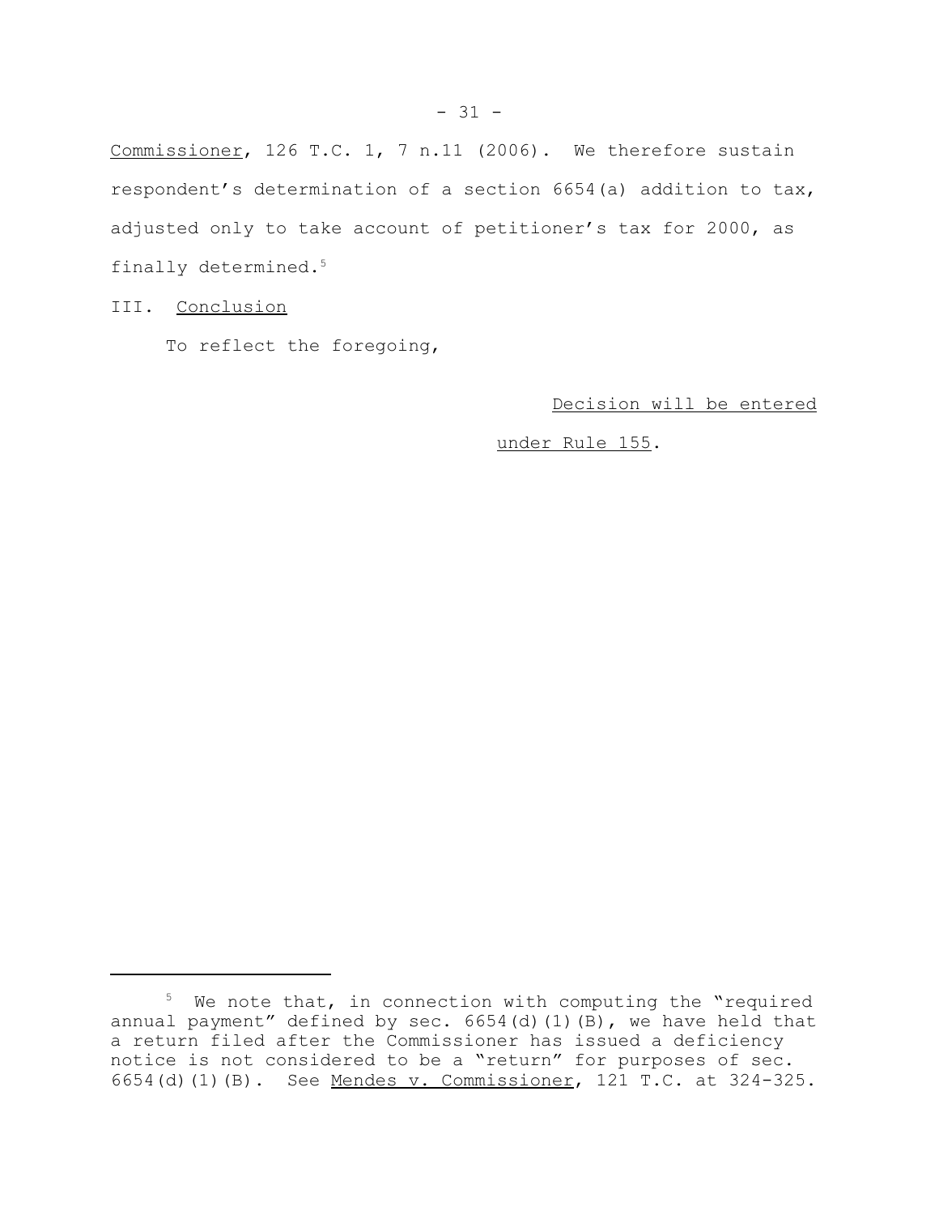Commissioner, 126 T.C. 1, 7 n.11 (2006). We therefore sustain respondent's determination of a section 6654(a) addition to tax, adjusted only to take account of petitioner's tax for 2000, as finally determined.[5]

III. Conclusion

To reflect the foregoing,

Decision will be entered under Rule 155.

---

[5] We note that, in connection with computing the "required annual payment" defined by sec. 6654(d)(1)(B), we have held that a return filed after the Commissioner has issued a deficiency notice is not considered to be a "return" for purposes of sec. 6654(d)(1)(B). See Mendes v. Commissioner, 121 T.C. at 324-325.